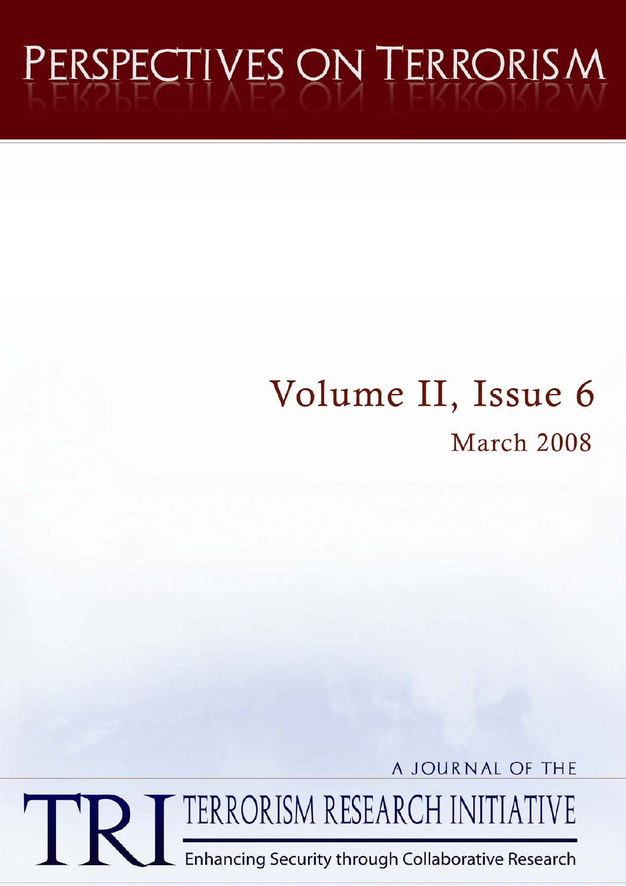# PERSPECTIVES ON TERRORISM

## Volume II, Issue 6

### March 2008

A JOURNAL OF THE

TRI TERRORISM RESEARCH INITIATIVE

Enhancing Security through Collaborative Research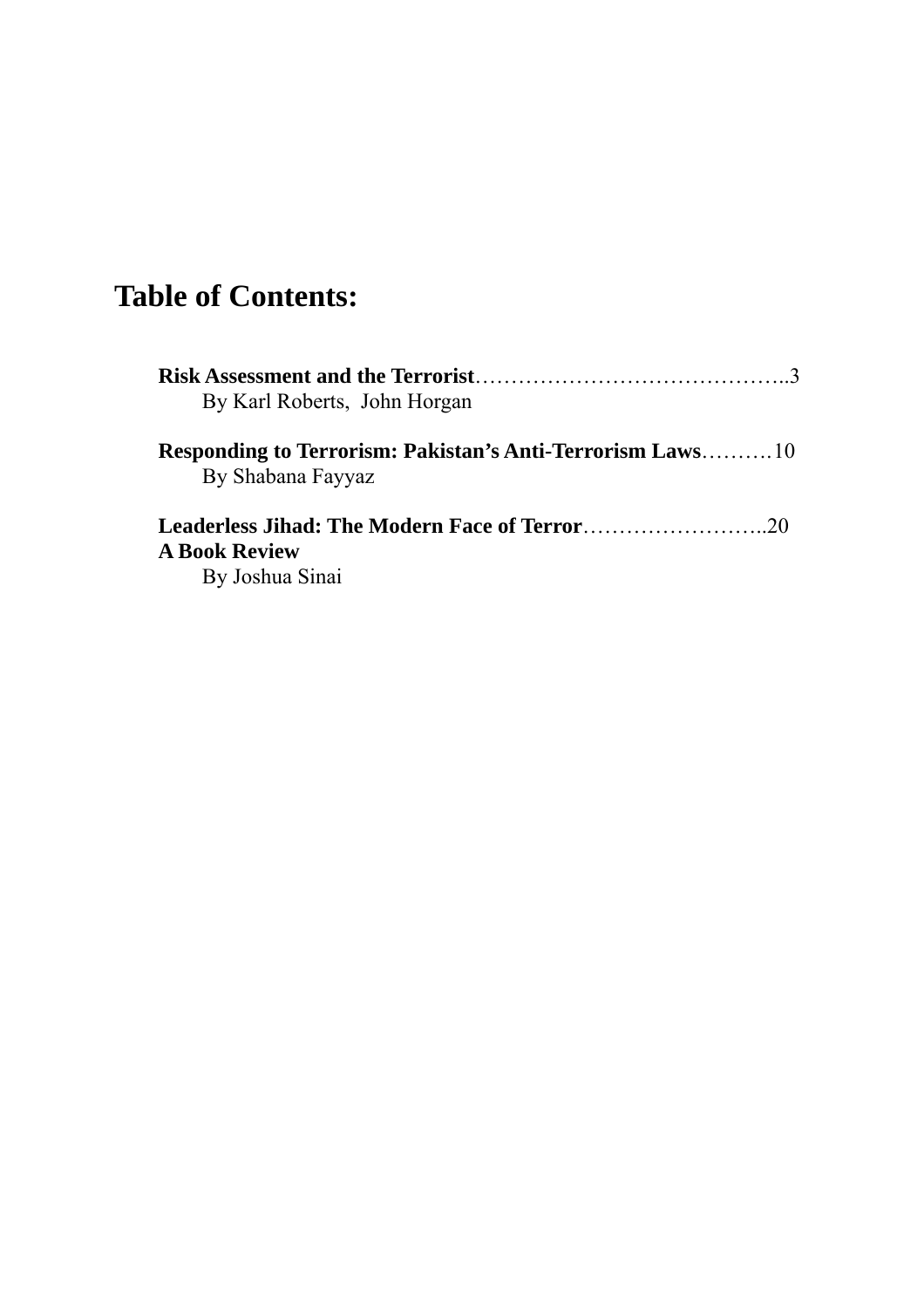# Table of Contents:

**Risk Assessment and the Terrorist**……………………………………..3
By Karl Roberts, John Horgan

**Responding to Terrorism: Pakistan's Anti-Terrorism Laws**……….10
By Shabana Fayyaz

**Leaderless Jihad: The Modern Face of Terror**……………………..20
**A Book Review**
By Joshua Sinai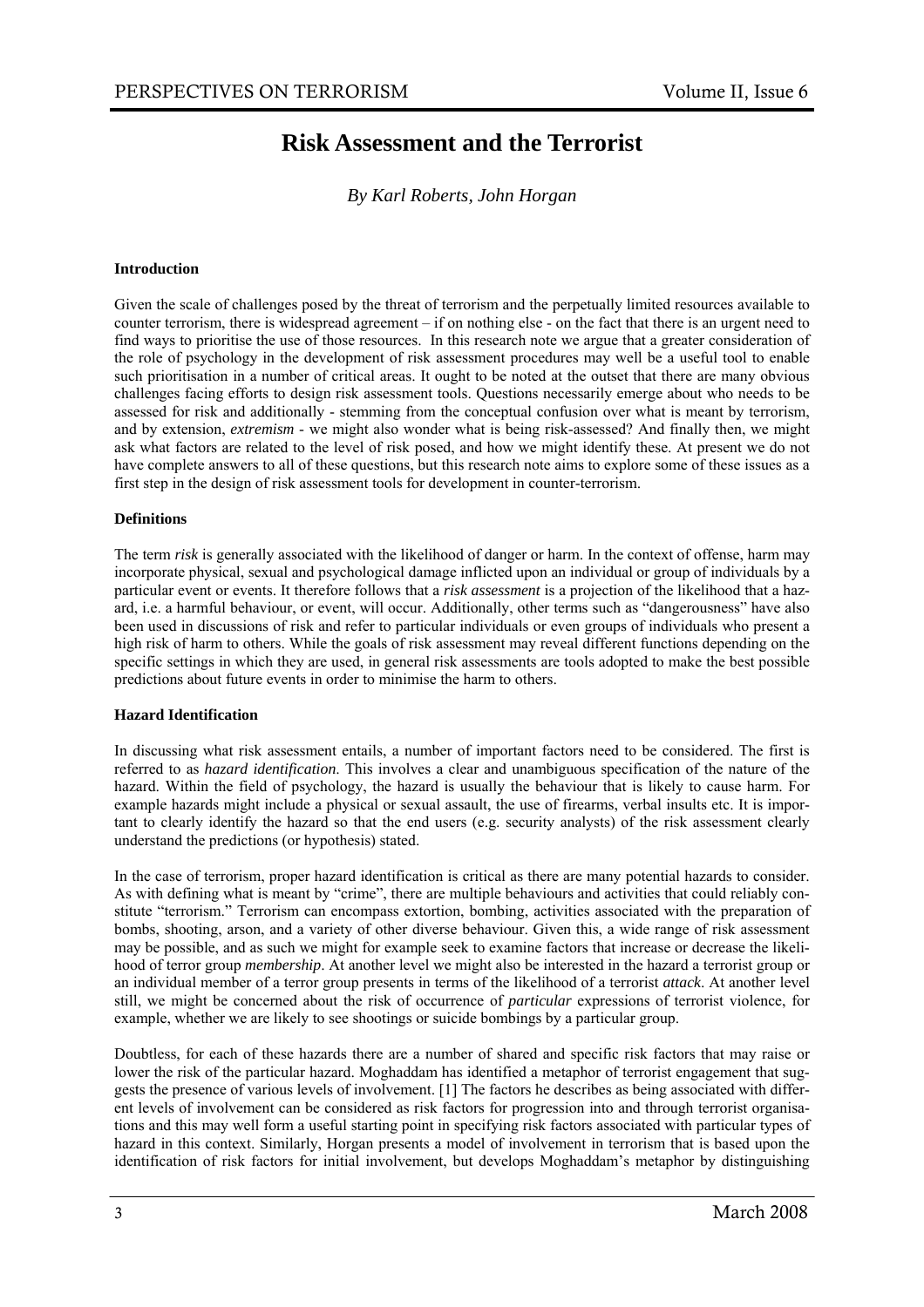# Risk Assessment and the Terrorist

*By Karl Roberts, John Horgan*

**Introduction**

Given the scale of challenges posed by the threat of terrorism and the perpetually limited resources available to counter terrorism, there is widespread agreement – if on nothing else - on the fact that there is an urgent need to find ways to prioritise the use of those resources. In this research note we argue that a greater consideration of the role of psychology in the development of risk assessment procedures may well be a useful tool to enable such prioritisation in a number of critical areas. It ought to be noted at the outset that there are many obvious challenges facing efforts to design risk assessment tools. Questions necessarily emerge about who needs to be assessed for risk and additionally - stemming from the conceptual confusion over what is meant by terrorism, and by extension, *extremism* - we might also wonder what is being risk-assessed? And finally then, we might ask what factors are related to the level of risk posed, and how we might identify these. At present we do not have complete answers to all of these questions, but this research note aims to explore some of these issues as a first step in the design of risk assessment tools for development in counter-terrorism.

**Definitions**

The term *risk* is generally associated with the likelihood of danger or harm. In the context of offense, harm may incorporate physical, sexual and psychological damage inflicted upon an individual or group of individuals by a particular event or events. It therefore follows that a *risk assessment* is a projection of the likelihood that a hazard, i.e. a harmful behaviour, or event, will occur. Additionally, other terms such as "dangerousness" have also been used in discussions of risk and refer to particular individuals or even groups of individuals who present a high risk of harm to others. While the goals of risk assessment may reveal different functions depending on the specific settings in which they are used, in general risk assessments are tools adopted to make the best possible predictions about future events in order to minimise the harm to others.

**Hazard Identification**

In discussing what risk assessment entails, a number of important factors need to be considered. The first is referred to as *hazard identification*. This involves a clear and unambiguous specification of the nature of the hazard. Within the field of psychology, the hazard is usually the behaviour that is likely to cause harm. For example hazards might include a physical or sexual assault, the use of firearms, verbal insults etc. It is important to clearly identify the hazard so that the end users (e.g. security analysts) of the risk assessment clearly understand the predictions (or hypothesis) stated.

In the case of terrorism, proper hazard identification is critical as there are many potential hazards to consider. As with defining what is meant by "crime", there are multiple behaviours and activities that could reliably constitute "terrorism." Terrorism can encompass extortion, bombing, activities associated with the preparation of bombs, shooting, arson, and a variety of other diverse behaviour. Given this, a wide range of risk assessment may be possible, and as such we might for example seek to examine factors that increase or decrease the likelihood of terror group *membership*. At another level we might also be interested in the hazard a terrorist group or an individual member of a terror group presents in terms of the likelihood of a terrorist *attack*. At another level still, we might be concerned about the risk of occurrence of *particular* expressions of terrorist violence, for example, whether we are likely to see shootings or suicide bombings by a particular group.

Doubtless, for each of these hazards there are a number of shared and specific risk factors that may raise or lower the risk of the particular hazard. Moghaddam has identified a metaphor of terrorist engagement that suggests the presence of various levels of involvement. [1] The factors he describes as being associated with different levels of involvement can be considered as risk factors for progression into and through terrorist organisations and this may well form a useful starting point in specifying risk factors associated with particular types of hazard in this context. Similarly, Horgan presents a model of involvement in terrorism that is based upon the identification of risk factors for initial involvement, but develops Moghaddam's metaphor by distinguishing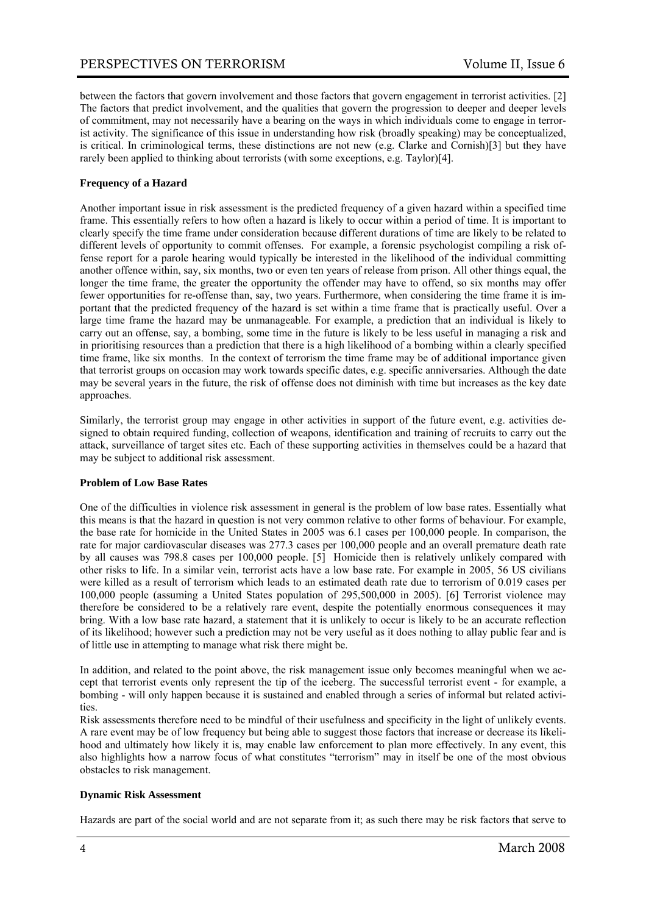between the factors that govern involvement and those factors that govern engagement in terrorist activities. [2] The factors that predict involvement, and the qualities that govern the progression to deeper and deeper levels of commitment, may not necessarily have a bearing on the ways in which individuals come to engage in terrorist activity. The significance of this issue in understanding how risk (broadly speaking) may be conceptualized, is critical. In criminological terms, these distinctions are not new (e.g. Clarke and Cornish)[3] but they have rarely been applied to thinking about terrorists (with some exceptions, e.g. Taylor)[4].

**Frequency of a Hazard**

Another important issue in risk assessment is the predicted frequency of a given hazard within a specified time frame. This essentially refers to how often a hazard is likely to occur within a period of time. It is important to clearly specify the time frame under consideration because different durations of time are likely to be related to different levels of opportunity to commit offenses. For example, a forensic psychologist compiling a risk offense report for a parole hearing would typically be interested in the likelihood of the individual committing another offence within, say, six months, two or even ten years of release from prison. All other things equal, the longer the time frame, the greater the opportunity the offender may have to offend, so six months may offer fewer opportunities for re-offense than, say, two years. Furthermore, when considering the time frame it is important that the predicted frequency of the hazard is set within a time frame that is practically useful. Over a large time frame the hazard may be unmanageable. For example, a prediction that an individual is likely to carry out an offense, say, a bombing, some time in the future is likely to be less useful in managing a risk and in prioritising resources than a prediction that there is a high likelihood of a bombing within a clearly specified time frame, like six months. In the context of terrorism the time frame may be of additional importance given that terrorist groups on occasion may work towards specific dates, e.g. specific anniversaries. Although the date may be several years in the future, the risk of offense does not diminish with time but increases as the key date approaches.

Similarly, the terrorist group may engage in other activities in support of the future event, e.g. activities designed to obtain required funding, collection of weapons, identification and training of recruits to carry out the attack, surveillance of target sites etc. Each of these supporting activities in themselves could be a hazard that may be subject to additional risk assessment.

**Problem of Low Base Rates**

One of the difficulties in violence risk assessment in general is the problem of low base rates. Essentially what this means is that the hazard in question is not very common relative to other forms of behaviour. For example, the base rate for homicide in the United States in 2005 was 6.1 cases per 100,000 people. In comparison, the rate for major cardiovascular diseases was 277.3 cases per 100,000 people and an overall premature death rate by all causes was 798.8 cases per 100,000 people. [5] Homicide then is relatively unlikely compared with other risks to life. In a similar vein, terrorist acts have a low base rate. For example in 2005, 56 US civilians were killed as a result of terrorism which leads to an estimated death rate due to terrorism of 0.019 cases per 100,000 people (assuming a United States population of 295,500,000 in 2005). [6] Terrorist violence may therefore be considered to be a relatively rare event, despite the potentially enormous consequences it may bring. With a low base rate hazard, a statement that it is unlikely to occur is likely to be an accurate reflection of its likelihood; however such a prediction may not be very useful as it does nothing to allay public fear and is of little use in attempting to manage what risk there might be.

In addition, and related to the point above, the risk management issue only becomes meaningful when we accept that terrorist events only represent the tip of the iceberg. The successful terrorist event - for example, a bombing - will only happen because it is sustained and enabled through a series of informal but related activities.

Risk assessments therefore need to be mindful of their usefulness and specificity in the light of unlikely events. A rare event may be of low frequency but being able to suggest those factors that increase or decrease its likelihood and ultimately how likely it is, may enable law enforcement to plan more effectively. In any event, this also highlights how a narrow focus of what constitutes "terrorism" may in itself be one of the most obvious obstacles to risk management.

**Dynamic Risk Assessment**

Hazards are part of the social world and are not separate from it; as such there may be risk factors that serve to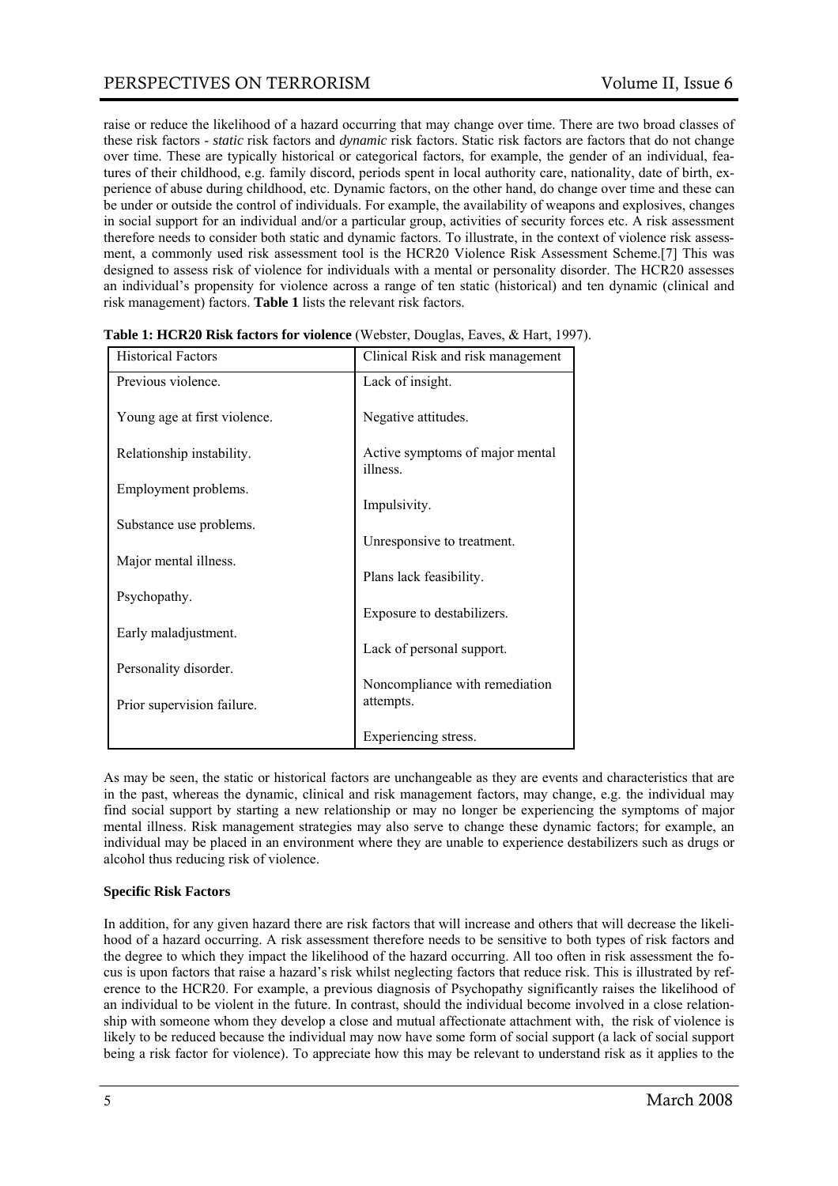raise or reduce the likelihood of a hazard occurring that may change over time. There are two broad classes of these risk factors - *static* risk factors and *dynamic* risk factors. Static risk factors are factors that do not change over time. These are typically historical or categorical factors, for example, the gender of an individual, features of their childhood, e.g. family discord, periods spent in local authority care, nationality, date of birth, experience of abuse during childhood, etc. Dynamic factors, on the other hand, do change over time and these can be under or outside the control of individuals. For example, the availability of weapons and explosives, changes in social support for an individual and/or a particular group, activities of security forces etc. A risk assessment therefore needs to consider both static and dynamic factors. To illustrate, in the context of violence risk assessment, a commonly used risk assessment tool is the HCR20 Violence Risk Assessment Scheme.[7] This was designed to assess risk of violence for individuals with a mental or personality disorder. The HCR20 assesses an individual's propensity for violence across a range of ten static (historical) and ten dynamic (clinical and risk management) factors. **Table 1** lists the relevant risk factors.

**Table 1: HCR20 Risk factors for violence** (Webster, Douglas, Eaves, & Hart, 1997).

| Historical Factors | Clinical Risk and risk management |
|---|---|
| Previous violence. | Lack of insight. |
| Young age at first violence. | Negative attitudes. |
| Relationship instability. | Active symptoms of major mental illness. |
| Employment problems. | Impulsivity. |
| Substance use problems. | Unresponsive to treatment. |
| Major mental illness. | Plans lack feasibility. |
| Psychopathy. | Exposure to destabilizers. |
| Early maladjustment. | Lack of personal support. |
| Personality disorder. | Noncompliance with remediation attempts. |
| Prior supervision failure. | Experiencing stress. |

As may be seen, the static or historical factors are unchangeable as they are events and characteristics that are in the past, whereas the dynamic, clinical and risk management factors, may change, e.g. the individual may find social support by starting a new relationship or may no longer be experiencing the symptoms of major mental illness. Risk management strategies may also serve to change these dynamic factors; for example, an individual may be placed in an environment where they are unable to experience destabilizers such as drugs or alcohol thus reducing risk of violence.

**Specific Risk Factors**

In addition, for any given hazard there are risk factors that will increase and others that will decrease the likelihood of a hazard occurring. A risk assessment therefore needs to be sensitive to both types of risk factors and the degree to which they impact the likelihood of the hazard occurring. All too often in risk assessment the focus is upon factors that raise a hazard's risk whilst neglecting factors that reduce risk. This is illustrated by reference to the HCR20. For example, a previous diagnosis of Psychopathy significantly raises the likelihood of an individual to be violent in the future. In contrast, should the individual become involved in a close relationship with someone whom they develop a close and mutual affectionate attachment with, the risk of violence is likely to be reduced because the individual may now have some form of social support (a lack of social support being a risk factor for violence). To appreciate how this may be relevant to understand risk as it applies to the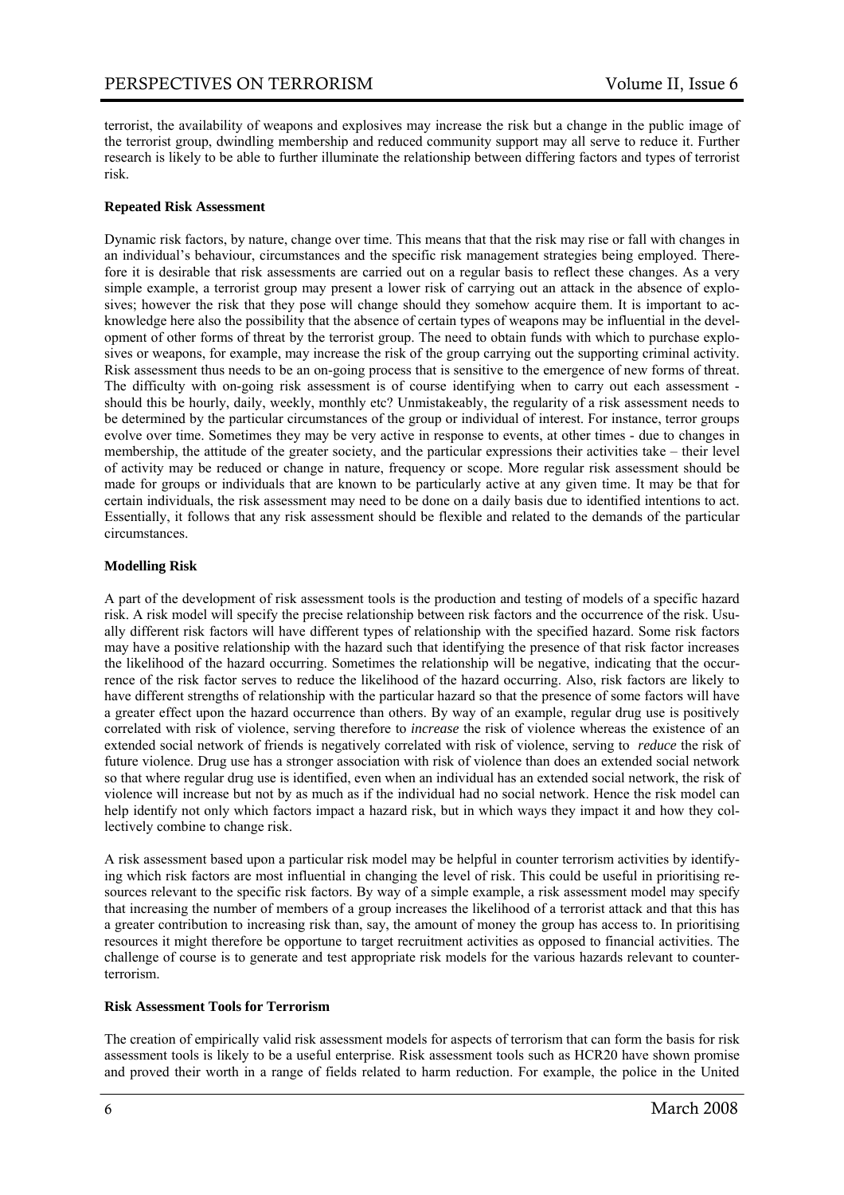terrorist, the availability of weapons and explosives may increase the risk but a change in the public image of the terrorist group, dwindling membership and reduced community support may all serve to reduce it. Further research is likely to be able to further illuminate the relationship between differing factors and types of terrorist risk.

**Repeated Risk Assessment**

Dynamic risk factors, by nature, change over time. This means that that the risk may rise or fall with changes in an individual's behaviour, circumstances and the specific risk management strategies being employed. Therefore it is desirable that risk assessments are carried out on a regular basis to reflect these changes. As a very simple example, a terrorist group may present a lower risk of carrying out an attack in the absence of explosives; however the risk that they pose will change should they somehow acquire them. It is important to acknowledge here also the possibility that the absence of certain types of weapons may be influential in the development of other forms of threat by the terrorist group. The need to obtain funds with which to purchase explosives or weapons, for example, may increase the risk of the group carrying out the supporting criminal activity. Risk assessment thus needs to be an on-going process that is sensitive to the emergence of new forms of threat. The difficulty with on-going risk assessment is of course identifying when to carry out each assessment - should this be hourly, daily, weekly, monthly etc? Unmistakeably, the regularity of a risk assessment needs to be determined by the particular circumstances of the group or individual of interest. For instance, terror groups evolve over time. Sometimes they may be very active in response to events, at other times - due to changes in membership, the attitude of the greater society, and the particular expressions their activities take – their level of activity may be reduced or change in nature, frequency or scope. More regular risk assessment should be made for groups or individuals that are known to be particularly active at any given time. It may be that for certain individuals, the risk assessment may need to be done on a daily basis due to identified intentions to act. Essentially, it follows that any risk assessment should be flexible and related to the demands of the particular circumstances.

**Modelling Risk**

A part of the development of risk assessment tools is the production and testing of models of a specific hazard risk. A risk model will specify the precise relationship between risk factors and the occurrence of the risk. Usually different risk factors will have different types of relationship with the specified hazard. Some risk factors may have a positive relationship with the hazard such that identifying the presence of that risk factor increases the likelihood of the hazard occurring. Sometimes the relationship will be negative, indicating that the occurrence of the risk factor serves to reduce the likelihood of the hazard occurring. Also, risk factors are likely to have different strengths of relationship with the particular hazard so that the presence of some factors will have a greater effect upon the hazard occurrence than others. By way of an example, regular drug use is positively correlated with risk of violence, serving therefore to *increase* the risk of violence whereas the existence of an extended social network of friends is negatively correlated with risk of violence, serving to *reduce* the risk of future violence. Drug use has a stronger association with risk of violence than does an extended social network so that where regular drug use is identified, even when an individual has an extended social network, the risk of violence will increase but not by as much as if the individual had no social network. Hence the risk model can help identify not only which factors impact a hazard risk, but in which ways they impact it and how they collectively combine to change risk.

A risk assessment based upon a particular risk model may be helpful in counter terrorism activities by identifying which risk factors are most influential in changing the level of risk. This could be useful in prioritising resources relevant to the specific risk factors. By way of a simple example, a risk assessment model may specify that increasing the number of members of a group increases the likelihood of a terrorist attack and that this has a greater contribution to increasing risk than, say, the amount of money the group has access to. In prioritising resources it might therefore be opportune to target recruitment activities as opposed to financial activities. The challenge of course is to generate and test appropriate risk models for the various hazards relevant to counter-terrorism.

**Risk Assessment Tools for Terrorism**

The creation of empirically valid risk assessment models for aspects of terrorism that can form the basis for risk assessment tools is likely to be a useful enterprise. Risk assessment tools such as HCR20 have shown promise and proved their worth in a range of fields related to harm reduction. For example, the police in the United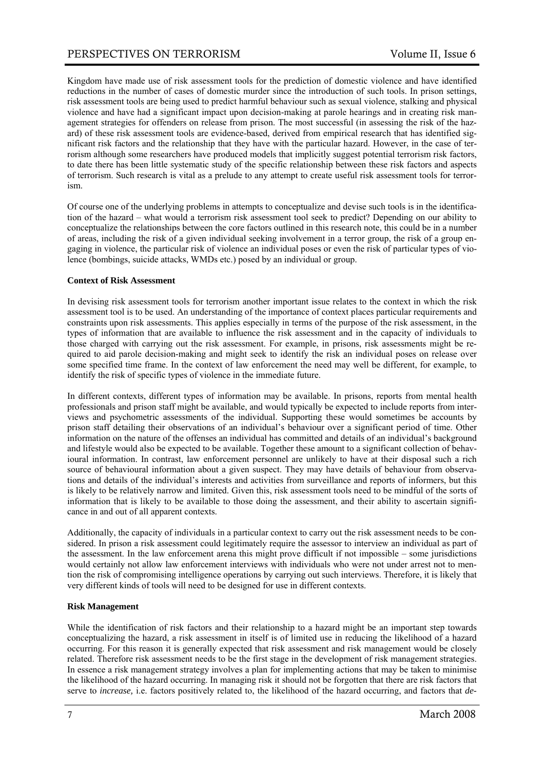Kingdom have made use of risk assessment tools for the prediction of domestic violence and have identified reductions in the number of cases of domestic murder since the introduction of such tools. In prison settings, risk assessment tools are being used to predict harmful behaviour such as sexual violence, stalking and physical violence and have had a significant impact upon decision-making at parole hearings and in creating risk management strategies for offenders on release from prison. The most successful (in assessing the risk of the hazard) of these risk assessment tools are evidence-based, derived from empirical research that has identified significant risk factors and the relationship that they have with the particular hazard. However, in the case of terrorism although some researchers have produced models that implicitly suggest potential terrorism risk factors, to date there has been little systematic study of the specific relationship between these risk factors and aspects of terrorism. Such research is vital as a prelude to any attempt to create useful risk assessment tools for terrorism.

Of course one of the underlying problems in attempts to conceptualize and devise such tools is in the identification of the hazard – what would a terrorism risk assessment tool seek to predict? Depending on our ability to conceptualize the relationships between the core factors outlined in this research note, this could be in a number of areas, including the risk of a given individual seeking involvement in a terror group, the risk of a group engaging in violence, the particular risk of violence an individual poses or even the risk of particular types of violence (bombings, suicide attacks, WMDs etc.) posed by an individual or group.

**Context of Risk Assessment**

In devising risk assessment tools for terrorism another important issue relates to the context in which the risk assessment tool is to be used. An understanding of the importance of context places particular requirements and constraints upon risk assessments. This applies especially in terms of the purpose of the risk assessment, in the types of information that are available to influence the risk assessment and in the capacity of individuals to those charged with carrying out the risk assessment. For example, in prisons, risk assessments might be required to aid parole decision-making and might seek to identify the risk an individual poses on release over some specified time frame. In the context of law enforcement the need may well be different, for example, to identify the risk of specific types of violence in the immediate future.

In different contexts, different types of information may be available. In prisons, reports from mental health professionals and prison staff might be available, and would typically be expected to include reports from interviews and psychometric assessments of the individual. Supporting these would sometimes be accounts by prison staff detailing their observations of an individual's behaviour over a significant period of time. Other information on the nature of the offenses an individual has committed and details of an individual's background and lifestyle would also be expected to be available. Together these amount to a significant collection of behavioural information. In contrast, law enforcement personnel are unlikely to have at their disposal such a rich source of behavioural information about a given suspect. They may have details of behaviour from observations and details of the individual's interests and activities from surveillance and reports of informers, but this is likely to be relatively narrow and limited. Given this, risk assessment tools need to be mindful of the sorts of information that is likely to be available to those doing the assessment, and their ability to ascertain significance in and out of all apparent contexts.

Additionally, the capacity of individuals in a particular context to carry out the risk assessment needs to be considered. In prison a risk assessment could legitimately require the assessor to interview an individual as part of the assessment. In the law enforcement arena this might prove difficult if not impossible – some jurisdictions would certainly not allow law enforcement interviews with individuals who were not under arrest not to mention the risk of compromising intelligence operations by carrying out such interviews. Therefore, it is likely that very different kinds of tools will need to be designed for use in different contexts.

**Risk Management**

While the identification of risk factors and their relationship to a hazard might be an important step towards conceptualizing the hazard, a risk assessment in itself is of limited use in reducing the likelihood of a hazard occurring. For this reason it is generally expected that risk assessment and risk management would be closely related. Therefore risk assessment needs to be the first stage in the development of risk management strategies. In essence a risk management strategy involves a plan for implementing actions that may be taken to minimise the likelihood of the hazard occurring. In managing risk it should not be forgotten that there are risk factors that serve to *increase,* i.e. factors positively related to, the likelihood of the hazard occurring, and factors that *de-*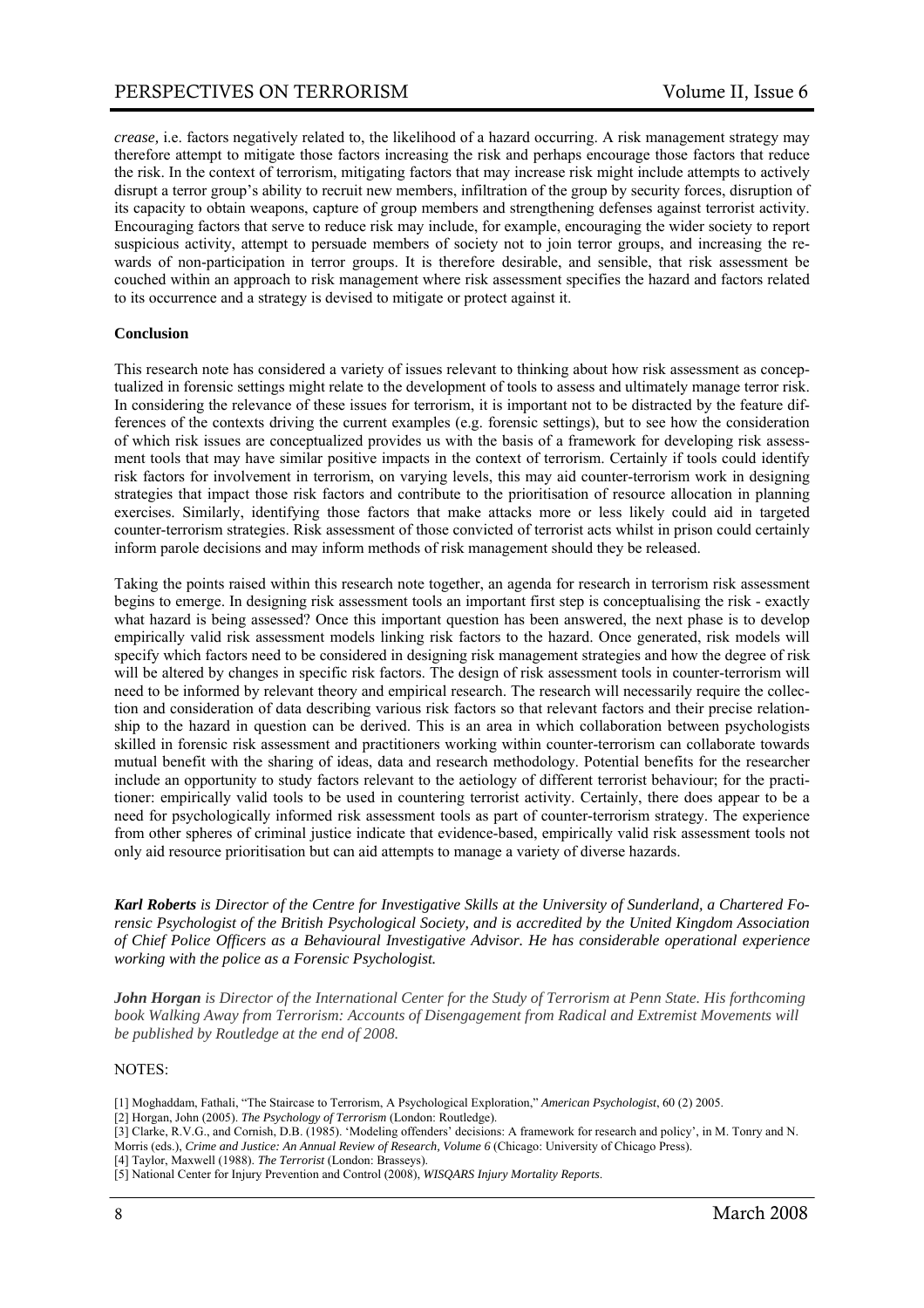*crease,* i.e. factors negatively related to, the likelihood of a hazard occurring. A risk management strategy may therefore attempt to mitigate those factors increasing the risk and perhaps encourage those factors that reduce the risk. In the context of terrorism, mitigating factors that may increase risk might include attempts to actively disrupt a terror group's ability to recruit new members, infiltration of the group by security forces, disruption of its capacity to obtain weapons, capture of group members and strengthening defenses against terrorist activity. Encouraging factors that serve to reduce risk may include, for example, encouraging the wider society to report suspicious activity, attempt to persuade members of society not to join terror groups, and increasing the rewards of non-participation in terror groups. It is therefore desirable, and sensible, that risk assessment be couched within an approach to risk management where risk assessment specifies the hazard and factors related to its occurrence and a strategy is devised to mitigate or protect against it.

**Conclusion**

This research note has considered a variety of issues relevant to thinking about how risk assessment as conceptualized in forensic settings might relate to the development of tools to assess and ultimately manage terror risk. In considering the relevance of these issues for terrorism, it is important not to be distracted by the feature differences of the contexts driving the current examples (e.g. forensic settings), but to see how the consideration of which risk issues are conceptualized provides us with the basis of a framework for developing risk assessment tools that may have similar positive impacts in the context of terrorism. Certainly if tools could identify risk factors for involvement in terrorism, on varying levels, this may aid counter-terrorism work in designing strategies that impact those risk factors and contribute to the prioritisation of resource allocation in planning exercises. Similarly, identifying those factors that make attacks more or less likely could aid in targeted counter-terrorism strategies. Risk assessment of those convicted of terrorist acts whilst in prison could certainly inform parole decisions and may inform methods of risk management should they be released.

Taking the points raised within this research note together, an agenda for research in terrorism risk assessment begins to emerge. In designing risk assessment tools an important first step is conceptualising the risk - exactly what hazard is being assessed? Once this important question has been answered, the next phase is to develop empirically valid risk assessment models linking risk factors to the hazard. Once generated, risk models will specify which factors need to be considered in designing risk management strategies and how the degree of risk will be altered by changes in specific risk factors. The design of risk assessment tools in counter-terrorism will need to be informed by relevant theory and empirical research. The research will necessarily require the collection and consideration of data describing various risk factors so that relevant factors and their precise relationship to the hazard in question can be derived. This is an area in which collaboration between psychologists skilled in forensic risk assessment and practitioners working within counter-terrorism can collaborate towards mutual benefit with the sharing of ideas, data and research methodology. Potential benefits for the researcher include an opportunity to study factors relevant to the aetiology of different terrorist behaviour; for the practitioner: empirically valid tools to be used in countering terrorist activity. Certainly, there does appear to be a need for psychologically informed risk assessment tools as part of counter-terrorism strategy. The experience from other spheres of criminal justice indicate that evidence-based, empirically valid risk assessment tools not only aid resource prioritisation but can aid attempts to manage a variety of diverse hazards.

***Karl Roberts*** *is Director of the Centre for Investigative Skills at the University of Sunderland, a Chartered Forensic Psychologist of the British Psychological Society, and is accredited by the United Kingdom Association of Chief Police Officers as a Behavioural Investigative Advisor. He has considerable operational experience working with the police as a Forensic Psychologist.*

***John Horgan*** *is Director of the International Center for the Study of Terrorism at Penn State. His forthcoming book Walking Away from Terrorism: Accounts of Disengagement from Radical and Extremist Movements will be published by Routledge at the end of 2008.*

NOTES:

[1] Moghaddam, Fathali, "The Staircase to Terrorism, A Psychological Exploration," *American Psychologist*, 60 (2) 2005.

[2] Horgan, John (2005). *The Psychology of Terrorism* (London: Routledge).

[3] Clarke, R.V.G., and Cornish, D.B. (1985). 'Modeling offenders' decisions: A framework for research and policy', in M. Tonry and N. Morris (eds.), *Crime and Justice: An Annual Review of Research, Volume 6* (Chicago: University of Chicago Press).

[4] Taylor, Maxwell (1988). *The Terrorist* (London: Brasseys).

[5] National Center for Injury Prevention and Control (2008), *WISQARS Injury Mortality Reports*.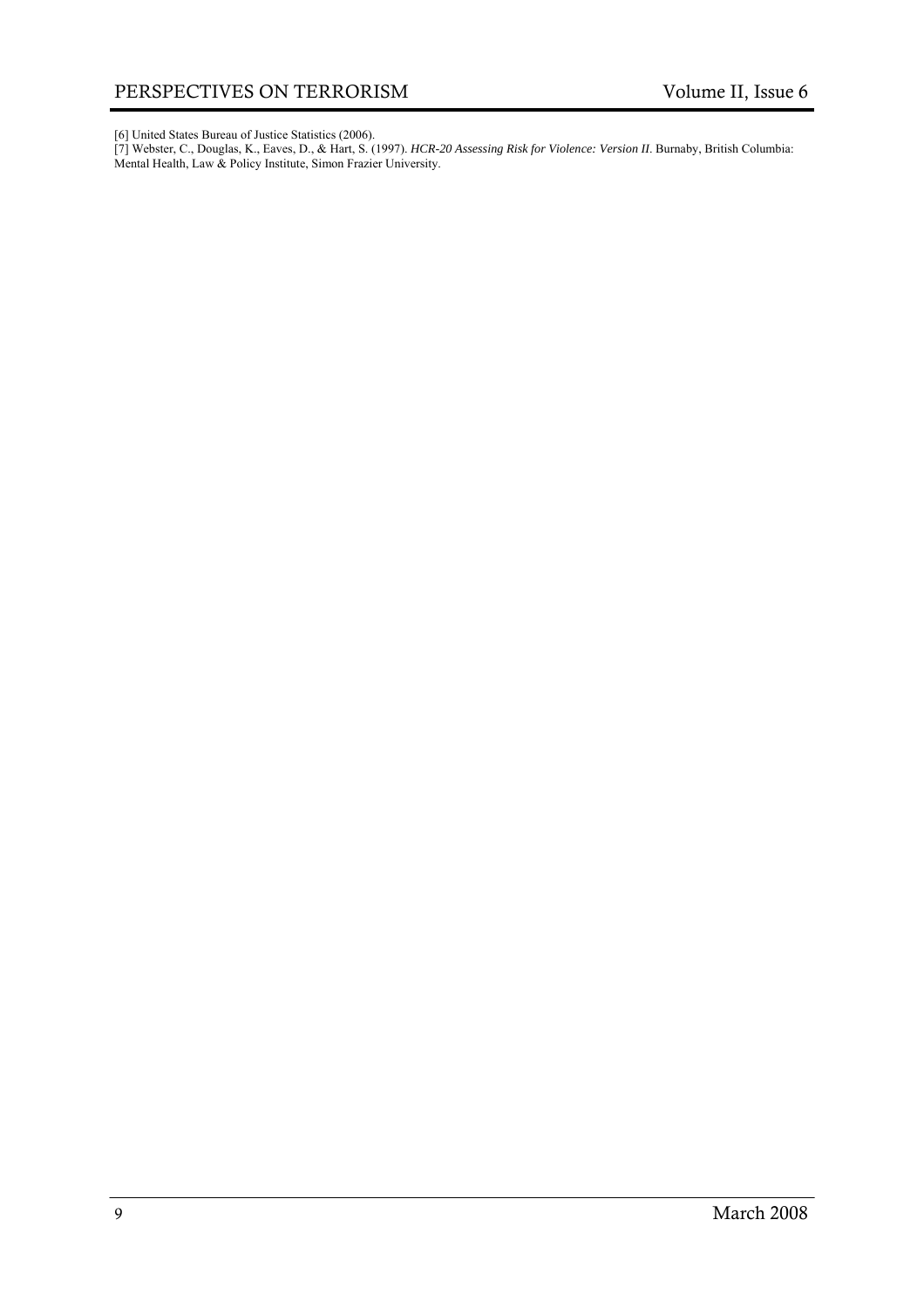[6] United States Bureau of Justice Statistics (2006).
[7] Webster, C., Douglas, K., Eaves, D., & Hart, S. (1997). *HCR-20 Assessing Risk for Violence: Version II*. Burnaby, British Columbia: Mental Health, Law & Policy Institute, Simon Frazier University.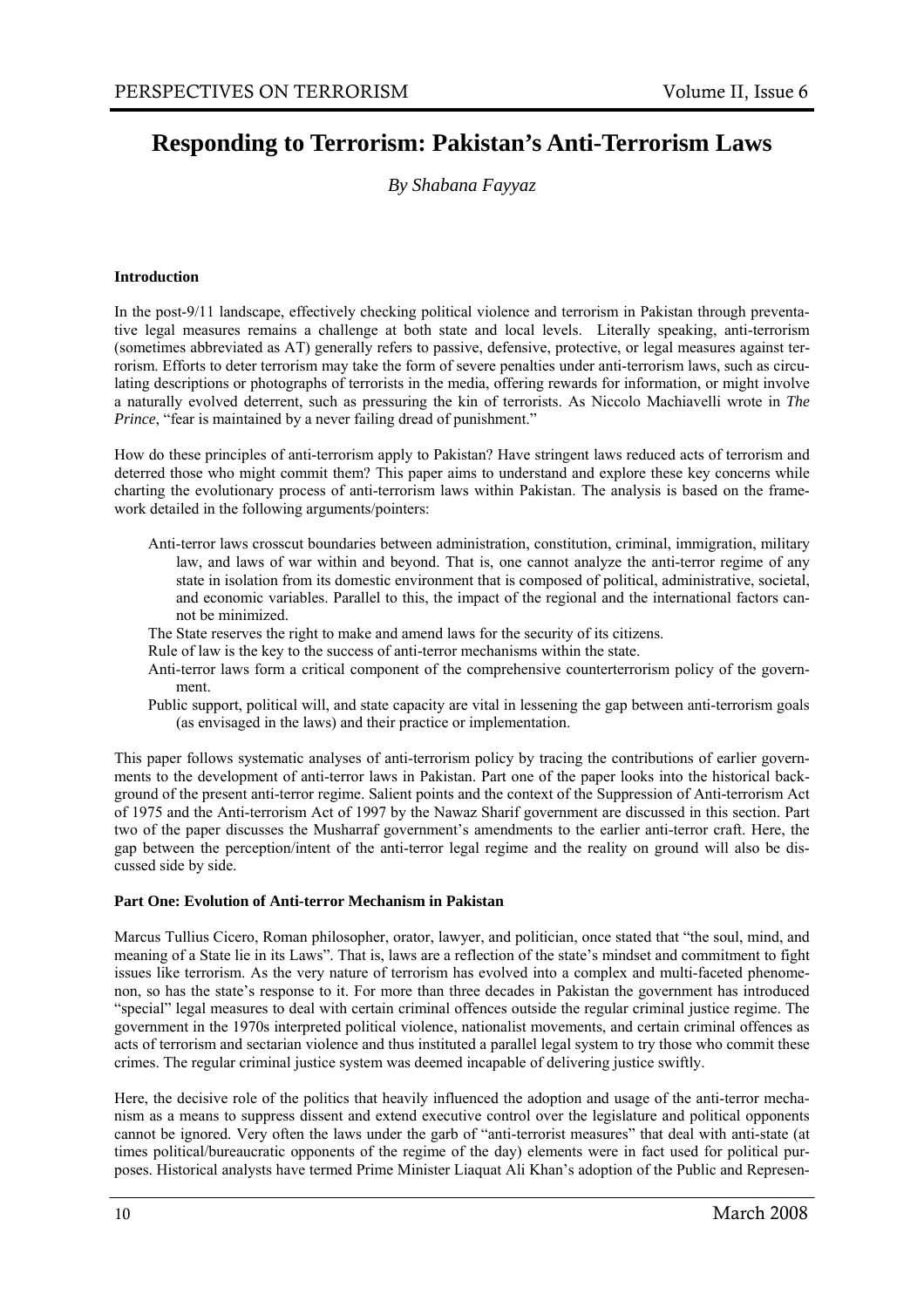# Responding to Terrorism: Pakistan's Anti-Terrorism Laws

*By Shabana Fayyaz*

**Introduction**

In the post-9/11 landscape, effectively checking political violence and terrorism in Pakistan through preventative legal measures remains a challenge at both state and local levels. Literally speaking, anti-terrorism (sometimes abbreviated as AT) generally refers to passive, defensive, protective, or legal measures against terrorism. Efforts to deter terrorism may take the form of severe penalties under anti-terrorism laws, such as circulating descriptions or photographs of terrorists in the media, offering rewards for information, or might involve a naturally evolved deterrent, such as pressuring the kin of terrorists. As Niccolo Machiavelli wrote in *The Prince*, "fear is maintained by a never failing dread of punishment."

How do these principles of anti-terrorism apply to Pakistan? Have stringent laws reduced acts of terrorism and deterred those who might commit them? This paper aims to understand and explore these key concerns while charting the evolutionary process of anti-terrorism laws within Pakistan. The analysis is based on the framework detailed in the following arguments/pointers:

- Anti-terror laws crosscut boundaries between administration, constitution, criminal, immigration, military law, and laws of war within and beyond. That is, one cannot analyze the anti-terror regime of any state in isolation from its domestic environment that is composed of political, administrative, societal, and economic variables. Parallel to this, the impact of the regional and the international factors cannot be minimized.
- The State reserves the right to make and amend laws for the security of its citizens.
- Rule of law is the key to the success of anti-terror mechanisms within the state.
- Anti-terror laws form a critical component of the comprehensive counterterrorism policy of the government.
- Public support, political will, and state capacity are vital in lessening the gap between anti-terrorism goals (as envisaged in the laws) and their practice or implementation.

This paper follows systematic analyses of anti-terrorism policy by tracing the contributions of earlier governments to the development of anti-terror laws in Pakistan. Part one of the paper looks into the historical background of the present anti-terror regime. Salient points and the context of the Suppression of Anti-terrorism Act of 1975 and the Anti-terrorism Act of 1997 by the Nawaz Sharif government are discussed in this section. Part two of the paper discusses the Musharraf government's amendments to the earlier anti-terror craft. Here, the gap between the perception/intent of the anti-terror legal regime and the reality on ground will also be discussed side by side.

**Part One: Evolution of Anti-terror Mechanism in Pakistan**

Marcus Tullius Cicero, Roman philosopher, orator, lawyer, and politician, once stated that "the soul, mind, and meaning of a State lie in its Laws". That is, laws are a reflection of the state's mindset and commitment to fight issues like terrorism. As the very nature of terrorism has evolved into a complex and multi-faceted phenomenon, so has the state's response to it. For more than three decades in Pakistan the government has introduced "special" legal measures to deal with certain criminal offences outside the regular criminal justice regime. The government in the 1970s interpreted political violence, nationalist movements, and certain criminal offences as acts of terrorism and sectarian violence and thus instituted a parallel legal system to try those who commit these crimes. The regular criminal justice system was deemed incapable of delivering justice swiftly.

Here, the decisive role of the politics that heavily influenced the adoption and usage of the anti-terror mechanism as a means to suppress dissent and extend executive control over the legislature and political opponents cannot be ignored. Very often the laws under the garb of "anti-terrorist measures" that deal with anti-state (at times political/bureaucratic opponents of the regime of the day) elements were in fact used for political purposes. Historical analysts have termed Prime Minister Liaquat Ali Khan's adoption of the Public and Represen-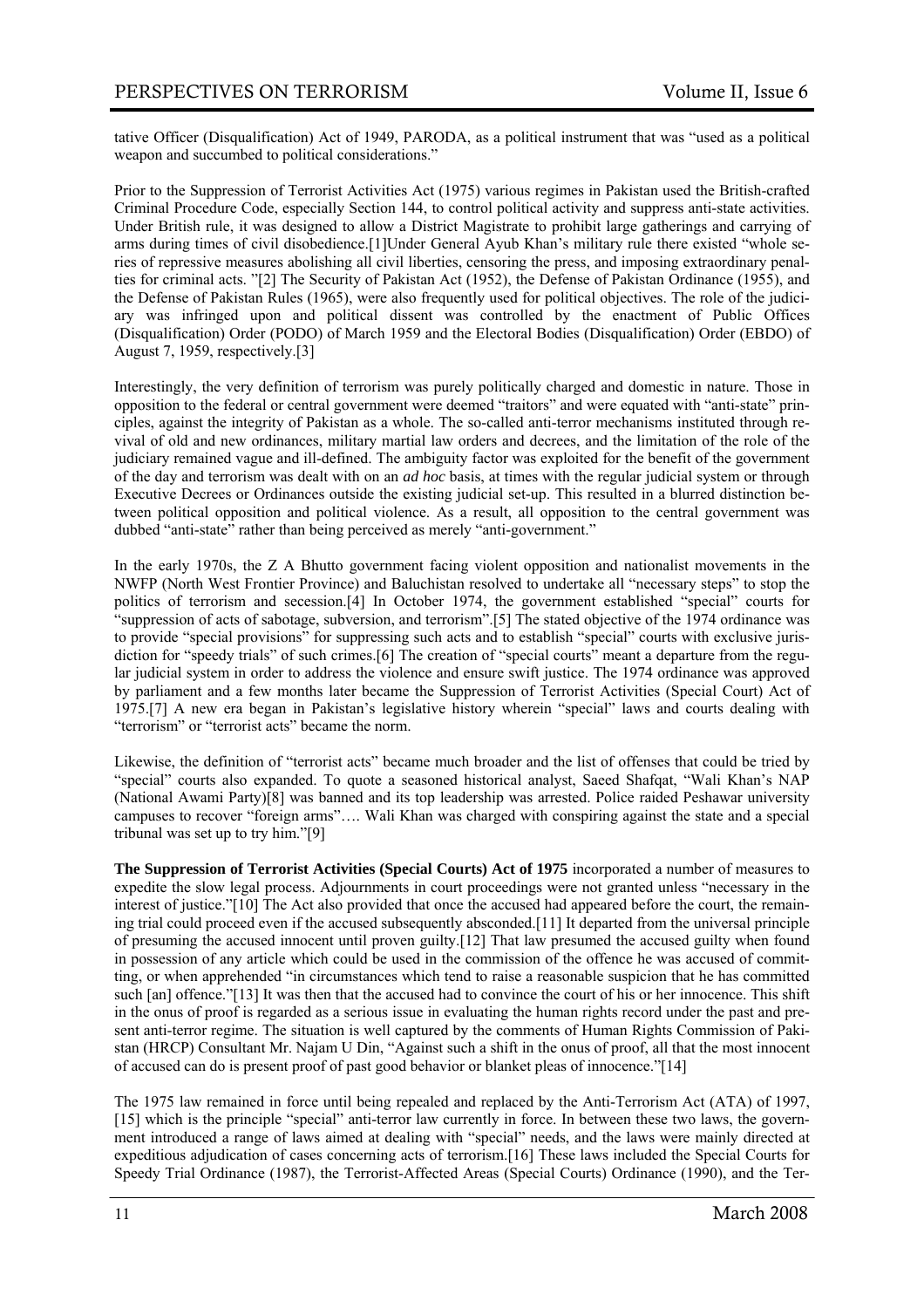tative Officer (Disqualification) Act of 1949, PARODA, as a political instrument that was "used as a political weapon and succumbed to political considerations."

Prior to the Suppression of Terrorist Activities Act (1975) various regimes in Pakistan used the British-crafted Criminal Procedure Code, especially Section 144, to control political activity and suppress anti-state activities. Under British rule, it was designed to allow a District Magistrate to prohibit large gatherings and carrying of arms during times of civil disobedience.[1]Under General Ayub Khan's military rule there existed "whole series of repressive measures abolishing all civil liberties, censoring the press, and imposing extraordinary penalties for criminal acts. "[2] The Security of Pakistan Act (1952), the Defense of Pakistan Ordinance (1955), and the Defense of Pakistan Rules (1965), were also frequently used for political objectives. The role of the judiciary was infringed upon and political dissent was controlled by the enactment of Public Offices (Disqualification) Order (PODO) of March 1959 and the Electoral Bodies (Disqualification) Order (EBDO) of August 7, 1959, respectively.[3]

Interestingly, the very definition of terrorism was purely politically charged and domestic in nature. Those in opposition to the federal or central government were deemed "traitors" and were equated with "anti-state" principles, against the integrity of Pakistan as a whole. The so-called anti-terror mechanisms instituted through revival of old and new ordinances, military martial law orders and decrees, and the limitation of the role of the judiciary remained vague and ill-defined. The ambiguity factor was exploited for the benefit of the government of the day and terrorism was dealt with on an *ad hoc* basis, at times with the regular judicial system or through Executive Decrees or Ordinances outside the existing judicial set-up. This resulted in a blurred distinction between political opposition and political violence. As a result, all opposition to the central government was dubbed "anti-state" rather than being perceived as merely "anti-government."

In the early 1970s, the Z A Bhutto government facing violent opposition and nationalist movements in the NWFP (North West Frontier Province) and Baluchistan resolved to undertake all "necessary steps" to stop the politics of terrorism and secession.[4] In October 1974, the government established "special" courts for "suppression of acts of sabotage, subversion, and terrorism".[5] The stated objective of the 1974 ordinance was to provide "special provisions" for suppressing such acts and to establish "special" courts with exclusive jurisdiction for "speedy trials" of such crimes.[6] The creation of "special courts" meant a departure from the regular judicial system in order to address the violence and ensure swift justice. The 1974 ordinance was approved by parliament and a few months later became the Suppression of Terrorist Activities (Special Court) Act of 1975.[7] A new era began in Pakistan's legislative history wherein "special" laws and courts dealing with "terrorism" or "terrorist acts" became the norm.

Likewise, the definition of "terrorist acts" became much broader and the list of offenses that could be tried by "special" courts also expanded. To quote a seasoned historical analyst, Saeed Shafqat, "Wali Khan's NAP (National Awami Party)[8] was banned and its top leadership was arrested. Police raided Peshawar university campuses to recover "foreign arms"…. Wali Khan was charged with conspiring against the state and a special tribunal was set up to try him."[9]

**The Suppression of Terrorist Activities (Special Courts) Act of 1975** incorporated a number of measures to expedite the slow legal process. Adjournments in court proceedings were not granted unless "necessary in the interest of justice."[10] The Act also provided that once the accused had appeared before the court, the remaining trial could proceed even if the accused subsequently absconded.[11] It departed from the universal principle of presuming the accused innocent until proven guilty.[12] That law presumed the accused guilty when found in possession of any article which could be used in the commission of the offence he was accused of committing, or when apprehended "in circumstances which tend to raise a reasonable suspicion that he has committed such [an] offence."[13] It was then that the accused had to convince the court of his or her innocence. This shift in the onus of proof is regarded as a serious issue in evaluating the human rights record under the past and present anti-terror regime. The situation is well captured by the comments of Human Rights Commission of Pakistan (HRCP) Consultant Mr. Najam U Din, "Against such a shift in the onus of proof, all that the most innocent of accused can do is present proof of past good behavior or blanket pleas of innocence."[14]

The 1975 law remained in force until being repealed and replaced by the Anti-Terrorism Act (ATA) of 1997, [15] which is the principle "special" anti-terror law currently in force. In between these two laws, the government introduced a range of laws aimed at dealing with "special" needs, and the laws were mainly directed at expeditious adjudication of cases concerning acts of terrorism.[16] These laws included the Special Courts for Speedy Trial Ordinance (1987), the Terrorist-Affected Areas (Special Courts) Ordinance (1990), and the Ter-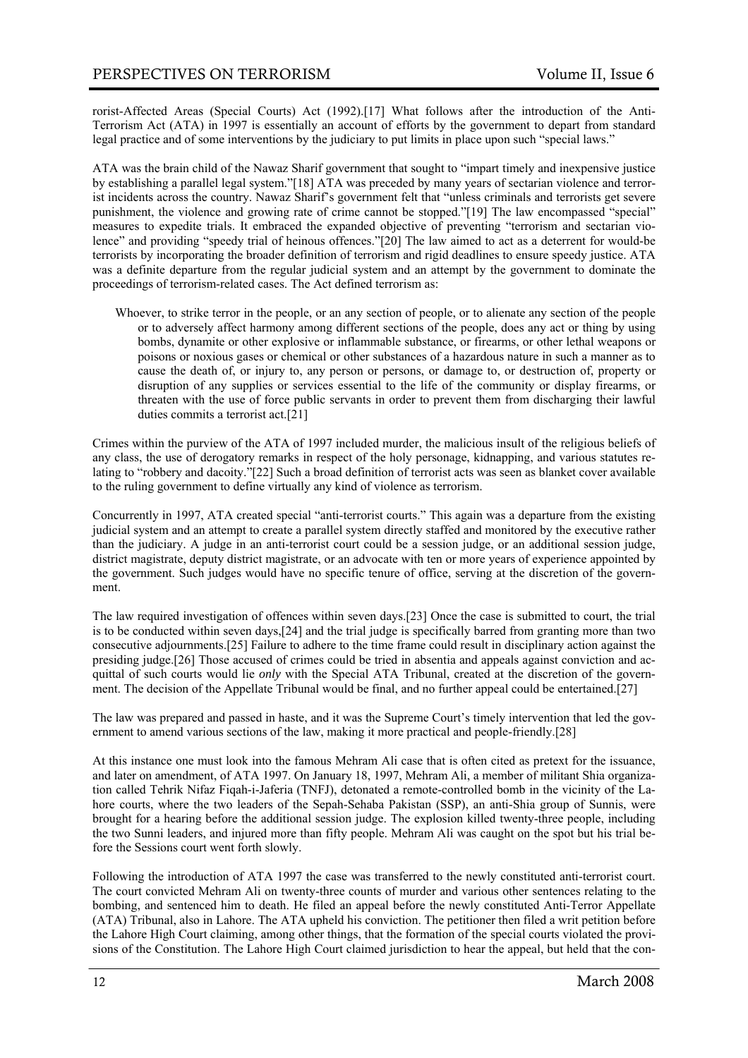rorist-Affected Areas (Special Courts) Act (1992).[17] What follows after the introduction of the Anti-Terrorism Act (ATA) in 1997 is essentially an account of efforts by the government to depart from standard legal practice and of some interventions by the judiciary to put limits in place upon such "special laws."

ATA was the brain child of the Nawaz Sharif government that sought to "impart timely and inexpensive justice by establishing a parallel legal system."[18] ATA was preceded by many years of sectarian violence and terrorist incidents across the country. Nawaz Sharif's government felt that "unless criminals and terrorists get severe punishment, the violence and growing rate of crime cannot be stopped."[19] The law encompassed "special" measures to expedite trials. It embraced the expanded objective of preventing "terrorism and sectarian violence" and providing "speedy trial of heinous offences."[20] The law aimed to act as a deterrent for would-be terrorists by incorporating the broader definition of terrorism and rigid deadlines to ensure speedy justice. ATA was a definite departure from the regular judicial system and an attempt by the government to dominate the proceedings of terrorism-related cases. The Act defined terrorism as:

> Whoever, to strike terror in the people, or an any section of people, or to alienate any section of the people or to adversely affect harmony among different sections of the people, does any act or thing by using bombs, dynamite or other explosive or inflammable substance, or firearms, or other lethal weapons or poisons or noxious gases or chemical or other substances of a hazardous nature in such a manner as to cause the death of, or injury to, any person or persons, or damage to, or destruction of, property or disruption of any supplies or services essential to the life of the community or display firearms, or threaten with the use of force public servants in order to prevent them from discharging their lawful duties commits a terrorist act.[21]

Crimes within the purview of the ATA of 1997 included murder, the malicious insult of the religious beliefs of any class, the use of derogatory remarks in respect of the holy personage, kidnapping, and various statutes relating to "robbery and dacoity."[22] Such a broad definition of terrorist acts was seen as blanket cover available to the ruling government to define virtually any kind of violence as terrorism.

Concurrently in 1997, ATA created special "anti-terrorist courts." This again was a departure from the existing judicial system and an attempt to create a parallel system directly staffed and monitored by the executive rather than the judiciary. A judge in an anti-terrorist court could be a session judge, or an additional session judge, district magistrate, deputy district magistrate, or an advocate with ten or more years of experience appointed by the government. Such judges would have no specific tenure of office, serving at the discretion of the government.

The law required investigation of offences within seven days.[23] Once the case is submitted to court, the trial is to be conducted within seven days,[24] and the trial judge is specifically barred from granting more than two consecutive adjournments.[25] Failure to adhere to the time frame could result in disciplinary action against the presiding judge.[26] Those accused of crimes could be tried in absentia and appeals against conviction and acquittal of such courts would lie *only* with the Special ATA Tribunal, created at the discretion of the government. The decision of the Appellate Tribunal would be final, and no further appeal could be entertained.[27]

The law was prepared and passed in haste, and it was the Supreme Court's timely intervention that led the government to amend various sections of the law, making it more practical and people-friendly.[28]

At this instance one must look into the famous Mehram Ali case that is often cited as pretext for the issuance, and later on amendment, of ATA 1997. On January 18, 1997, Mehram Ali, a member of militant Shia organization called Tehrik Nifaz Fiqah-i-Jaferia (TNFJ), detonated a remote-controlled bomb in the vicinity of the Lahore courts, where the two leaders of the Sepah-Sehaba Pakistan (SSP), an anti-Shia group of Sunnis, were brought for a hearing before the additional session judge. The explosion killed twenty-three people, including the two Sunni leaders, and injured more than fifty people. Mehram Ali was caught on the spot but his trial before the Sessions court went forth slowly.

Following the introduction of ATA 1997 the case was transferred to the newly constituted anti-terrorist court. The court convicted Mehram Ali on twenty-three counts of murder and various other sentences relating to the bombing, and sentenced him to death. He filed an appeal before the newly constituted Anti-Terror Appellate (ATA) Tribunal, also in Lahore. The ATA upheld his conviction. The petitioner then filed a writ petition before the Lahore High Court claiming, among other things, that the formation of the special courts violated the provisions of the Constitution. The Lahore High Court claimed jurisdiction to hear the appeal, but held that the con-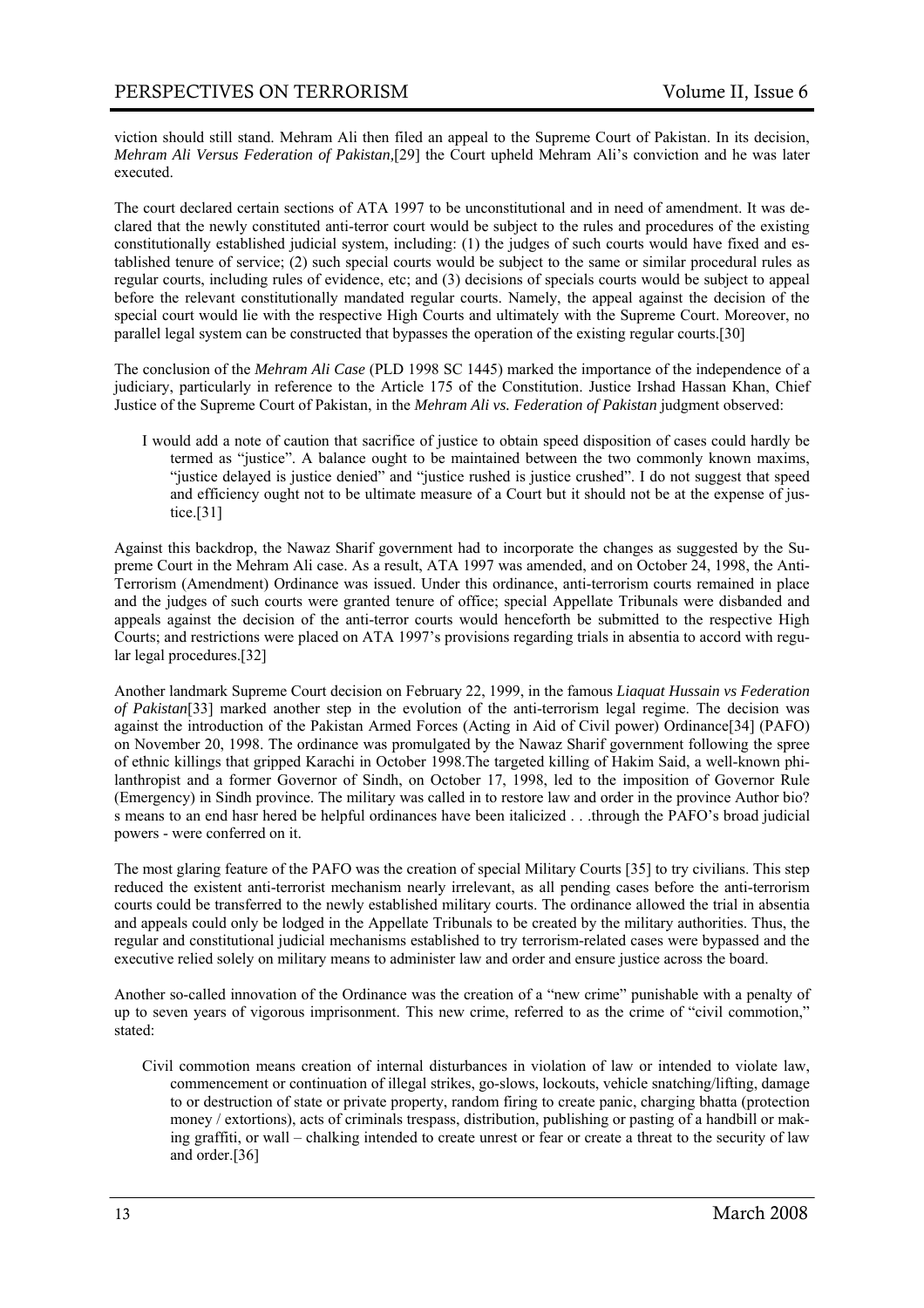viction should still stand. Mehram Ali then filed an appeal to the Supreme Court of Pakistan. In its decision, *Mehram Ali Versus Federation of Pakistan*,[29] the Court upheld Mehram Ali's conviction and he was later executed.

The court declared certain sections of ATA 1997 to be unconstitutional and in need of amendment. It was declared that the newly constituted anti-terror court would be subject to the rules and procedures of the existing constitutionally established judicial system, including: (1) the judges of such courts would have fixed and established tenure of service; (2) such special courts would be subject to the same or similar procedural rules as regular courts, including rules of evidence, etc; and (3) decisions of specials courts would be subject to appeal before the relevant constitutionally mandated regular courts. Namely, the appeal against the decision of the special court would lie with the respective High Courts and ultimately with the Supreme Court. Moreover, no parallel legal system can be constructed that bypasses the operation of the existing regular courts.[30]

The conclusion of the *Mehram Ali Case* (PLD 1998 SC 1445) marked the importance of the independence of a judiciary, particularly in reference to the Article 175 of the Constitution. Justice Irshad Hassan Khan, Chief Justice of the Supreme Court of Pakistan, in the *Mehram Ali vs. Federation of Pakistan* judgment observed:

> I would add a note of caution that sacrifice of justice to obtain speed disposition of cases could hardly be termed as "justice". A balance ought to be maintained between the two commonly known maxims, "justice delayed is justice denied" and "justice rushed is justice crushed". I do not suggest that speed and efficiency ought not to be ultimate measure of a Court but it should not be at the expense of justice.[31]

Against this backdrop, the Nawaz Sharif government had to incorporate the changes as suggested by the Supreme Court in the Mehram Ali case. As a result, ATA 1997 was amended, and on October 24, 1998, the Anti-Terrorism (Amendment) Ordinance was issued. Under this ordinance, anti-terrorism courts remained in place and the judges of such courts were granted tenure of office; special Appellate Tribunals were disbanded and appeals against the decision of the anti-terror courts would henceforth be submitted to the respective High Courts; and restrictions were placed on ATA 1997's provisions regarding trials in absentia to accord with regular legal procedures.[32]

Another landmark Supreme Court decision on February 22, 1999, in the famous *Liaquat Hussain vs Federation of Pakistan*[33] marked another step in the evolution of the anti-terrorism legal regime. The decision was against the introduction of the Pakistan Armed Forces (Acting in Aid of Civil power) Ordinance[34] (PAFO) on November 20, 1998. The ordinance was promulgated by the Nawaz Sharif government following the spree of ethnic killings that gripped Karachi in October 1998.The targeted killing of Hakim Said, a well-known philanthropist and a former Governor of Sindh, on October 17, 1998, led to the imposition of Governor Rule (Emergency) in Sindh province. The military was called in to restore law and order in the province Author bio? s means to an end hasr hered be helpful ordinances have been italicized . . .through the PAFO's broad judicial powers - were conferred on it.

The most glaring feature of the PAFO was the creation of special Military Courts [35] to try civilians. This step reduced the existent anti-terrorist mechanism nearly irrelevant, as all pending cases before the anti-terrorism courts could be transferred to the newly established military courts. The ordinance allowed the trial in absentia and appeals could only be lodged in the Appellate Tribunals to be created by the military authorities. Thus, the regular and constitutional judicial mechanisms established to try terrorism-related cases were bypassed and the executive relied solely on military means to administer law and order and ensure justice across the board.

Another so-called innovation of the Ordinance was the creation of a "new crime" punishable with a penalty of up to seven years of vigorous imprisonment. This new crime, referred to as the crime of "civil commotion," stated:

> Civil commotion means creation of internal disturbances in violation of law or intended to violate law, commencement or continuation of illegal strikes, go-slows, lockouts, vehicle snatching/lifting, damage to or destruction of state or private property, random firing to create panic, charging bhatta (protection money / extortions), acts of criminals trespass, distribution, publishing or pasting of a handbill or making graffiti, or wall – chalking intended to create unrest or fear or create a threat to the security of law and order.[36]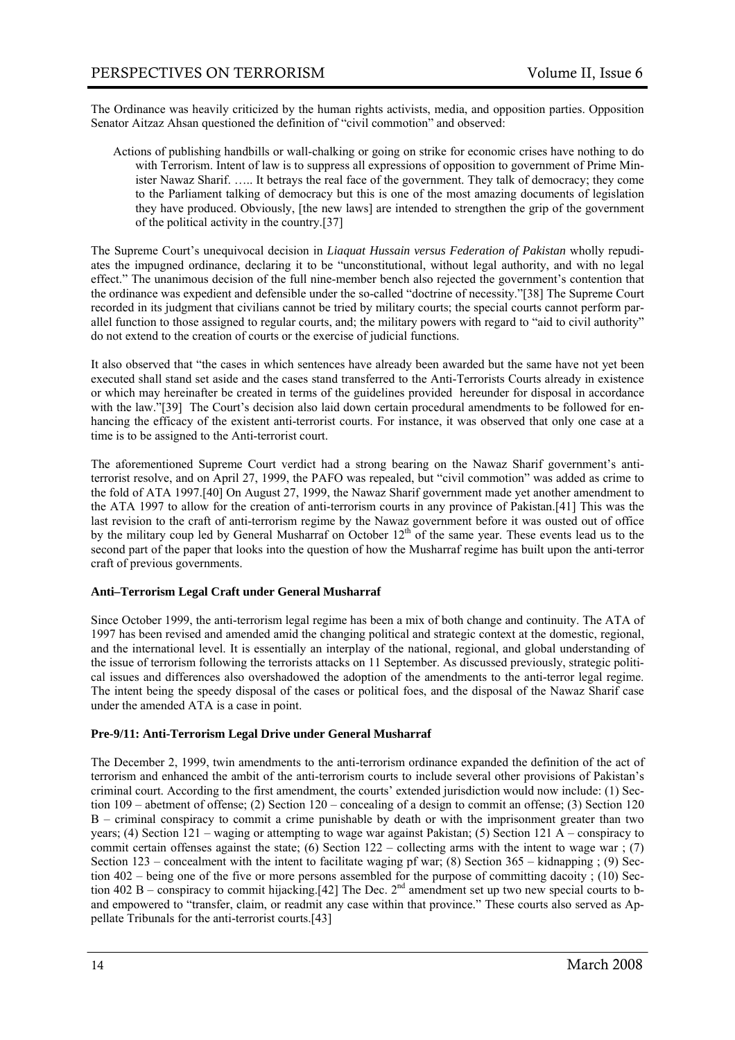The Ordinance was heavily criticized by the human rights activists, media, and opposition parties. Opposition Senator Aitzaz Ahsan questioned the definition of "civil commotion" and observed:

> Actions of publishing handbills or wall-chalking or going on strike for economic crises have nothing to do with Terrorism. Intent of law is to suppress all expressions of opposition to government of Prime Minister Nawaz Sharif. ….. It betrays the real face of the government. They talk of democracy; they come to the Parliament talking of democracy but this is one of the most amazing documents of legislation they have produced. Obviously, [the new laws] are intended to strengthen the grip of the government of the political activity in the country.[37]

The Supreme Court's unequivocal decision in *Liaquat Hussain versus Federation of Pakistan* wholly repudiates the impugned ordinance, declaring it to be "unconstitutional, without legal authority, and with no legal effect." The unanimous decision of the full nine-member bench also rejected the government's contention that the ordinance was expedient and defensible under the so-called "doctrine of necessity."[38] The Supreme Court recorded in its judgment that civilians cannot be tried by military courts; the special courts cannot perform parallel function to those assigned to regular courts, and; the military powers with regard to "aid to civil authority" do not extend to the creation of courts or the exercise of judicial functions.

It also observed that "the cases in which sentences have already been awarded but the same have not yet been executed shall stand set aside and the cases stand transferred to the Anti-Terrorists Courts already in existence or which may hereinafter be created in terms of the guidelines provided hereunder for disposal in accordance with the law."[39] The Court's decision also laid down certain procedural amendments to be followed for enhancing the efficacy of the existent anti-terrorist courts. For instance, it was observed that only one case at a time is to be assigned to the Anti-terrorist court.

The aforementioned Supreme Court verdict had a strong bearing on the Nawaz Sharif government's anti-terrorist resolve, and on April 27, 1999, the PAFO was repealed, but "civil commotion" was added as crime to the fold of ATA 1997.[40] On August 27, 1999, the Nawaz Sharif government made yet another amendment to the ATA 1997 to allow for the creation of anti-terrorism courts in any province of Pakistan.[41] This was the last revision to the craft of anti-terrorism regime by the Nawaz government before it was ousted out of office by the military coup led by General Musharraf on October 12th of the same year. These events lead us to the second part of the paper that looks into the question of how the Musharraf regime has built upon the anti-terror craft of previous governments.

**Anti–Terrorism Legal Craft under General Musharraf**

Since October 1999, the anti-terrorism legal regime has been a mix of both change and continuity. The ATA of 1997 has been revised and amended amid the changing political and strategic context at the domestic, regional, and the international level. It is essentially an interplay of the national, regional, and global understanding of the issue of terrorism following the terrorists attacks on 11 September. As discussed previously, strategic political issues and differences also overshadowed the adoption of the amendments to the anti-terror legal regime. The intent being the speedy disposal of the cases or political foes, and the disposal of the Nawaz Sharif case under the amended ATA is a case in point.

**Pre-9/11: Anti-Terrorism Legal Drive under General Musharraf**

The December 2, 1999, twin amendments to the anti-terrorism ordinance expanded the definition of the act of terrorism and enhanced the ambit of the anti-terrorism courts to include several other provisions of Pakistan's criminal court. According to the first amendment, the courts' extended jurisdiction would now include: (1) Section 109 – abetment of offense; (2) Section 120 – concealing of a design to commit an offense; (3) Section 120 B – criminal conspiracy to commit a crime punishable by death or with the imprisonment greater than two years; (4) Section 121 – waging or attempting to wage war against Pakistan; (5) Section 121 A – conspiracy to commit certain offenses against the state; (6) Section 122 – collecting arms with the intent to wage war ; (7) Section 123 – concealment with the intent to facilitate waging pf war; (8) Section 365 – kidnapping ; (9) Section 402 – being one of the five or more persons assembled for the purpose of committing dacoity ; (10) Section 402 B – conspiracy to commit hijacking.[42] The Dec. 2nd amendment set up two new special courts to band empowered to "transfer, claim, or readmit any case within that province." These courts also served as Appellate Tribunals for the anti-terrorist courts.[43]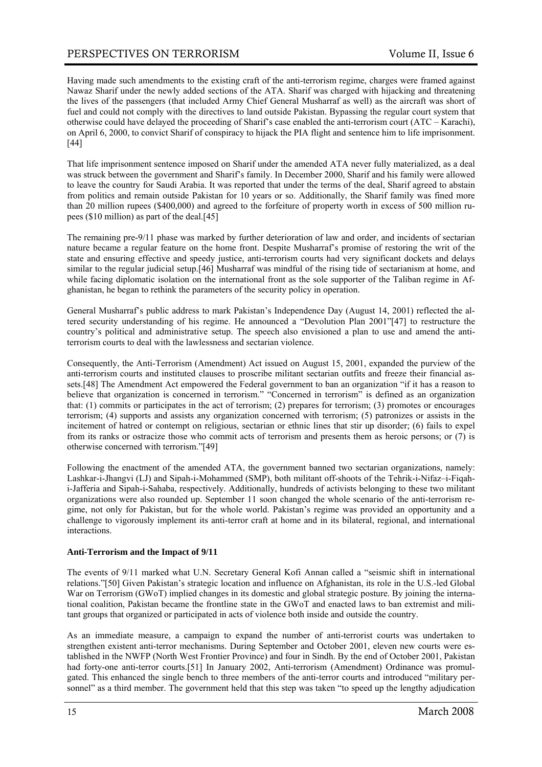Having made such amendments to the existing craft of the anti-terrorism regime, charges were framed against Nawaz Sharif under the newly added sections of the ATA. Sharif was charged with hijacking and threatening the lives of the passengers (that included Army Chief General Musharraf as well) as the aircraft was short of fuel and could not comply with the directives to land outside Pakistan. Bypassing the regular court system that otherwise could have delayed the proceeding of Sharif's case enabled the anti-terrorism court (ATC – Karachi), on April 6, 2000, to convict Sharif of conspiracy to hijack the PIA flight and sentence him to life imprisonment.[44]

That life imprisonment sentence imposed on Sharif under the amended ATA never fully materialized, as a deal was struck between the government and Sharif's family. In December 2000, Sharif and his family were allowed to leave the country for Saudi Arabia. It was reported that under the terms of the deal, Sharif agreed to abstain from politics and remain outside Pakistan for 10 years or so. Additionally, the Sharif family was fined more than 20 million rupees ($400,000) and agreed to the forfeiture of property worth in excess of 500 million rupees ($10 million) as part of the deal.[45]

The remaining pre-9/11 phase was marked by further deterioration of law and order, and incidents of sectarian nature became a regular feature on the home front. Despite Musharraf's promise of restoring the writ of the state and ensuring effective and speedy justice, anti-terrorism courts had very significant dockets and delays similar to the regular judicial setup.[46] Musharraf was mindful of the rising tide of sectarianism at home, and while facing diplomatic isolation on the international front as the sole supporter of the Taliban regime in Afghanistan, he began to rethink the parameters of the security policy in operation.

General Musharraf's public address to mark Pakistan's Independence Day (August 14, 2001) reflected the altered security understanding of his regime. He announced a "Devolution Plan 2001"[47] to restructure the country's political and administrative setup. The speech also envisioned a plan to use and amend the anti-terrorism courts to deal with the lawlessness and sectarian violence.

Consequently, the Anti-Terrorism (Amendment) Act issued on August 15, 2001, expanded the purview of the anti-terrorism courts and instituted clauses to proscribe militant sectarian outfits and freeze their financial assets.[48] The Amendment Act empowered the Federal government to ban an organization "if it has a reason to believe that organization is concerned in terrorism." "Concerned in terrorism" is defined as an organization that: (1) commits or participates in the act of terrorism; (2) prepares for terrorism; (3) promotes or encourages terrorism; (4) supports and assists any organization concerned with terrorism; (5) patronizes or assists in the incitement of hatred or contempt on religious, sectarian or ethnic lines that stir up disorder; (6) fails to expel from its ranks or ostracize those who commit acts of terrorism and presents them as heroic persons; or (7) is otherwise concerned with terrorism."[49]

Following the enactment of the amended ATA, the government banned two sectarian organizations, namely: Lashkar-i-Jhangvi (LJ) and Sipah-i-Mohammed (SMP), both militant off-shoots of the Tehrik-i-Nifaz–i-Fiqah-i-Jafferia and Sipah-i-Sahaba, respectively. Additionally, hundreds of activists belonging to these two militant organizations were also rounded up. September 11 soon changed the whole scenario of the anti-terrorism regime, not only for Pakistan, but for the whole world. Pakistan's regime was provided an opportunity and a challenge to vigorously implement its anti-terror craft at home and in its bilateral, regional, and international interactions.

**Anti-Terrorism and the Impact of 9/11**

The events of 9/11 marked what U.N. Secretary General Kofi Annan called a "seismic shift in international relations."[50] Given Pakistan's strategic location and influence on Afghanistan, its role in the U.S.-led Global War on Terrorism (GWoT) implied changes in its domestic and global strategic posture. By joining the international coalition, Pakistan became the frontline state in the GWoT and enacted laws to ban extremist and militant groups that organized or participated in acts of violence both inside and outside the country.

As an immediate measure, a campaign to expand the number of anti-terrorist courts was undertaken to strengthen existent anti-terror mechanisms. During September and October 2001, eleven new courts were established in the NWFP (North West Frontier Province) and four in Sindh. By the end of October 2001, Pakistan had forty-one anti-terror courts.[51] In January 2002, Anti-terrorism (Amendment) Ordinance was promulgated. This enhanced the single bench to three members of the anti-terror courts and introduced "military personnel" as a third member. The government held that this step was taken "to speed up the lengthy adjudication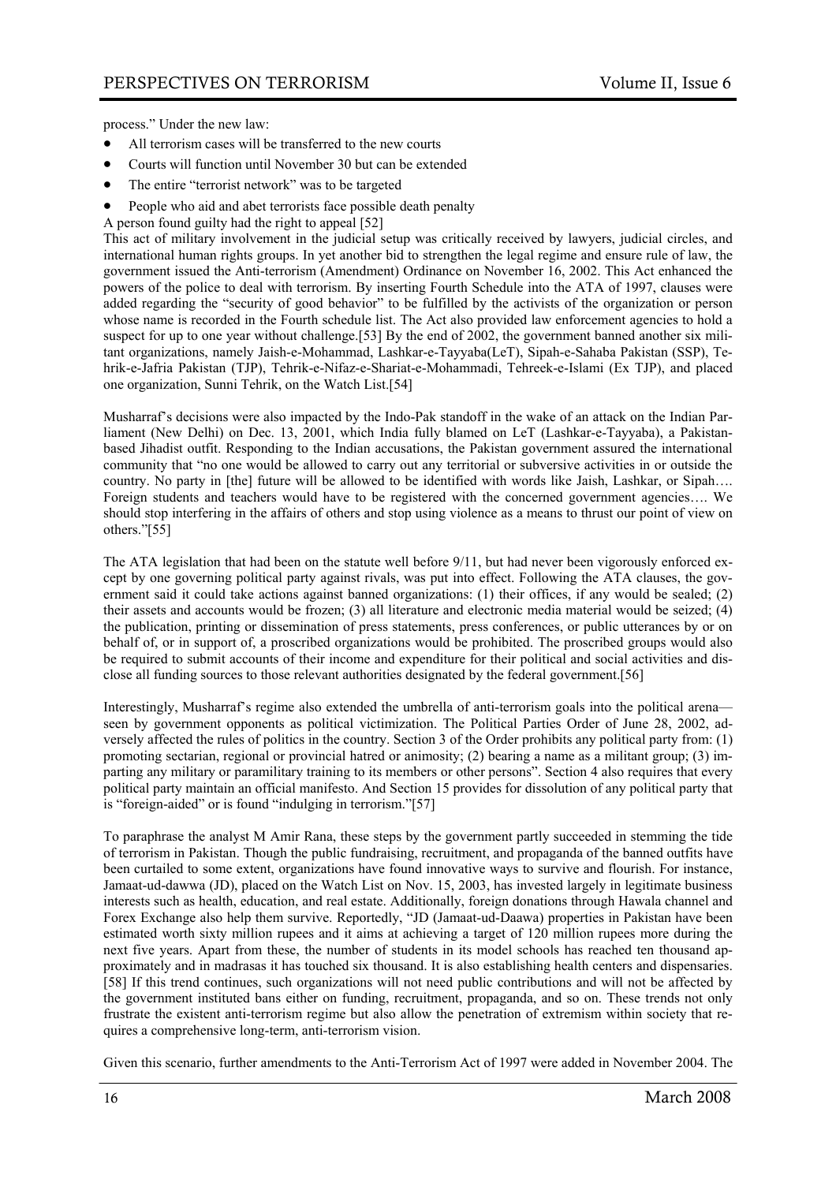process." Under the new law:

- All terrorism cases will be transferred to the new courts
- Courts will function until November 30 but can be extended
- The entire "terrorist network" was to be targeted
- People who aid and abet terrorists face possible death penalty

A person found guilty had the right to appeal [52]

This act of military involvement in the judicial setup was critically received by lawyers, judicial circles, and international human rights groups. In yet another bid to strengthen the legal regime and ensure rule of law, the government issued the Anti-terrorism (Amendment) Ordinance on November 16, 2002. This Act enhanced the powers of the police to deal with terrorism. By inserting Fourth Schedule into the ATA of 1997, clauses were added regarding the "security of good behavior" to be fulfilled by the activists of the organization or person whose name is recorded in the Fourth schedule list. The Act also provided law enforcement agencies to hold a suspect for up to one year without challenge.[53] By the end of 2002, the government banned another six militant organizations, namely Jaish-e-Mohammad, Lashkar-e-Tayyaba(LeT), Sipah-e-Sahaba Pakistan (SSP), Tehrik-e-Jafria Pakistan (TJP), Tehrik-e-Nifaz-e-Shariat-e-Mohammadi, Tehreek-e-Islami (Ex TJP), and placed one organization, Sunni Tehrik, on the Watch List.[54]

Musharraf's decisions were also impacted by the Indo-Pak standoff in the wake of an attack on the Indian Parliament (New Delhi) on Dec. 13, 2001, which India fully blamed on LeT (Lashkar-e-Tayyaba), a Pakistan-based Jihadist outfit. Responding to the Indian accusations, the Pakistan government assured the international community that "no one would be allowed to carry out any territorial or subversive activities in or outside the country. No party in [the] future will be allowed to be identified with words like Jaish, Lashkar, or Sipah…. Foreign students and teachers would have to be registered with the concerned government agencies…. We should stop interfering in the affairs of others and stop using violence as a means to thrust our point of view on others."[55]

The ATA legislation that had been on the statute well before 9/11, but had never been vigorously enforced except by one governing political party against rivals, was put into effect. Following the ATA clauses, the government said it could take actions against banned organizations: (1) their offices, if any would be sealed; (2) their assets and accounts would be frozen; (3) all literature and electronic media material would be seized; (4) the publication, printing or dissemination of press statements, press conferences, or public utterances by or on behalf of, or in support of, a proscribed organizations would be prohibited. The proscribed groups would also be required to submit accounts of their income and expenditure for their political and social activities and disclose all funding sources to those relevant authorities designated by the federal government.[56]

Interestingly, Musharraf's regime also extended the umbrella of anti-terrorism goals into the political arena—seen by government opponents as political victimization. The Political Parties Order of June 28, 2002, adversely affected the rules of politics in the country. Section 3 of the Order prohibits any political party from: (1) promoting sectarian, regional or provincial hatred or animosity; (2) bearing a name as a militant group; (3) imparting any military or paramilitary training to its members or other persons". Section 4 also requires that every political party maintain an official manifesto. And Section 15 provides for dissolution of any political party that is "foreign-aided" or is found "indulging in terrorism."[57]

To paraphrase the analyst M Amir Rana, these steps by the government partly succeeded in stemming the tide of terrorism in Pakistan. Though the public fundraising, recruitment, and propaganda of the banned outfits have been curtailed to some extent, organizations have found innovative ways to survive and flourish. For instance, Jamaat-ud-dawwa (JD), placed on the Watch List on Nov. 15, 2003, has invested largely in legitimate business interests such as health, education, and real estate. Additionally, foreign donations through Hawala channel and Forex Exchange also help them survive. Reportedly, "JD (Jamaat-ud-Daawa) properties in Pakistan have been estimated worth sixty million rupees and it aims at achieving a target of 120 million rupees more during the next five years. Apart from these, the number of students in its model schools has reached ten thousand approximately and in madrasas it has touched six thousand. It is also establishing health centers and dispensaries.[58] If this trend continues, such organizations will not need public contributions and will not be affected by the government instituted bans either on funding, recruitment, propaganda, and so on. These trends not only frustrate the existent anti-terrorism regime but also allow the penetration of extremism within society that requires a comprehensive long-term, anti-terrorism vision.

Given this scenario, further amendments to the Anti-Terrorism Act of 1997 were added in November 2004. The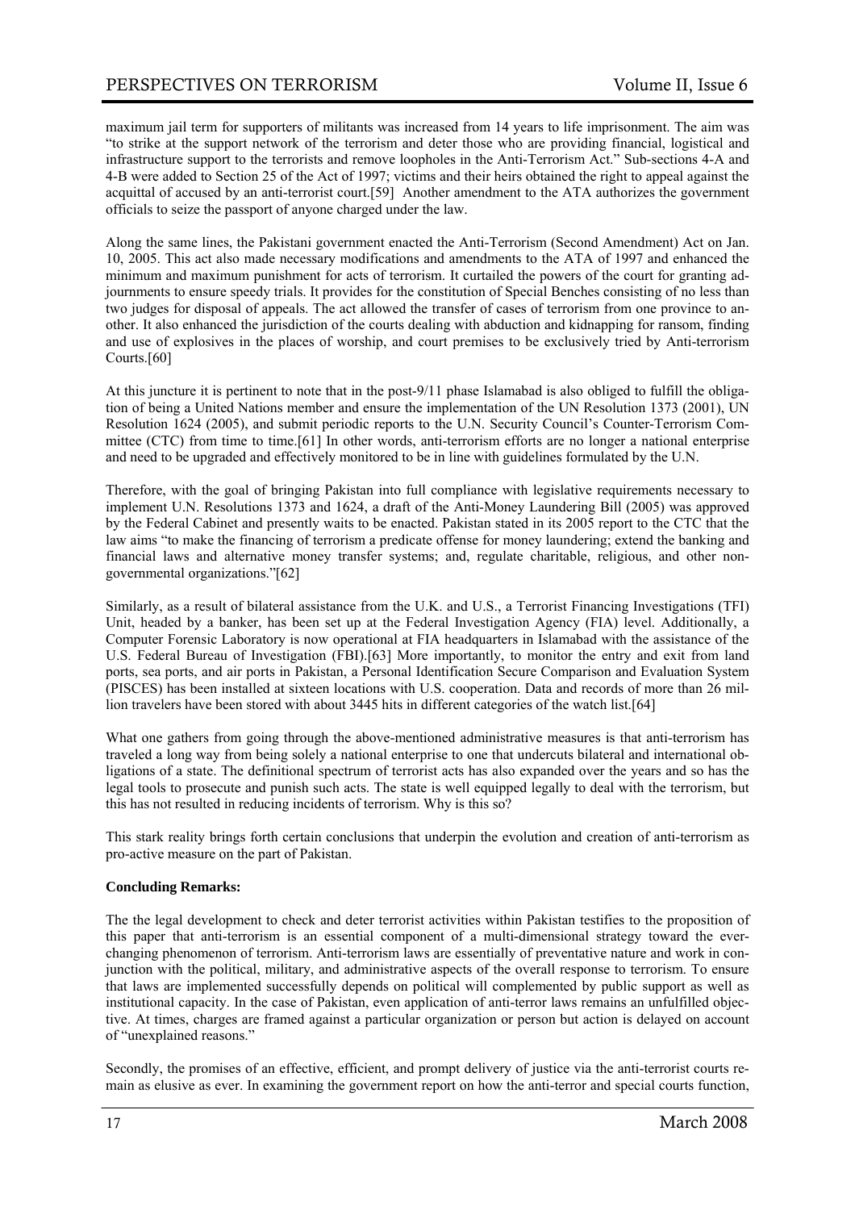maximum jail term for supporters of militants was increased from 14 years to life imprisonment. The aim was "to strike at the support network of the terrorism and deter those who are providing financial, logistical and infrastructure support to the terrorists and remove loopholes in the Anti-Terrorism Act." Sub-sections 4-A and 4-B were added to Section 25 of the Act of 1997; victims and their heirs obtained the right to appeal against the acquittal of accused by an anti-terrorist court.[59] Another amendment to the ATA authorizes the government officials to seize the passport of anyone charged under the law.

Along the same lines, the Pakistani government enacted the Anti-Terrorism (Second Amendment) Act on Jan. 10, 2005. This act also made necessary modifications and amendments to the ATA of 1997 and enhanced the minimum and maximum punishment for acts of terrorism. It curtailed the powers of the court for granting adjournments to ensure speedy trials. It provides for the constitution of Special Benches consisting of no less than two judges for disposal of appeals. The act allowed the transfer of cases of terrorism from one province to another. It also enhanced the jurisdiction of the courts dealing with abduction and kidnapping for ransom, finding and use of explosives in the places of worship, and court premises to be exclusively tried by Anti-terrorism Courts.[60]

At this juncture it is pertinent to note that in the post-9/11 phase Islamabad is also obliged to fulfill the obligation of being a United Nations member and ensure the implementation of the UN Resolution 1373 (2001), UN Resolution 1624 (2005), and submit periodic reports to the U.N. Security Council's Counter-Terrorism Committee (CTC) from time to time.[61] In other words, anti-terrorism efforts are no longer a national enterprise and need to be upgraded and effectively monitored to be in line with guidelines formulated by the U.N.

Therefore, with the goal of bringing Pakistan into full compliance with legislative requirements necessary to implement U.N. Resolutions 1373 and 1624, a draft of the Anti-Money Laundering Bill (2005) was approved by the Federal Cabinet and presently waits to be enacted. Pakistan stated in its 2005 report to the CTC that the law aims "to make the financing of terrorism a predicate offense for money laundering; extend the banking and financial laws and alternative money transfer systems; and, regulate charitable, religious, and other non-governmental organizations."[62]

Similarly, as a result of bilateral assistance from the U.K. and U.S., a Terrorist Financing Investigations (TFI) Unit, headed by a banker, has been set up at the Federal Investigation Agency (FIA) level. Additionally, a Computer Forensic Laboratory is now operational at FIA headquarters in Islamabad with the assistance of the U.S. Federal Bureau of Investigation (FBI).[63] More importantly, to monitor the entry and exit from land ports, sea ports, and air ports in Pakistan, a Personal Identification Secure Comparison and Evaluation System (PISCES) has been installed at sixteen locations with U.S. cooperation. Data and records of more than 26 million travelers have been stored with about 3445 hits in different categories of the watch list.[64]

What one gathers from going through the above-mentioned administrative measures is that anti-terrorism has traveled a long way from being solely a national enterprise to one that undercuts bilateral and international obligations of a state. The definitional spectrum of terrorist acts has also expanded over the years and so has the legal tools to prosecute and punish such acts. The state is well equipped legally to deal with the terrorism, but this has not resulted in reducing incidents of terrorism. Why is this so?

This stark reality brings forth certain conclusions that underpin the evolution and creation of anti-terrorism as pro-active measure on the part of Pakistan.

**Concluding Remarks:**

The the legal development to check and deter terrorist activities within Pakistan testifies to the proposition of this paper that anti-terrorism is an essential component of a multi-dimensional strategy toward the ever-changing phenomenon of terrorism. Anti-terrorism laws are essentially of preventative nature and work in conjunction with the political, military, and administrative aspects of the overall response to terrorism. To ensure that laws are implemented successfully depends on political will complemented by public support as well as institutional capacity. In the case of Pakistan, even application of anti-terror laws remains an unfulfilled objective. At times, charges are framed against a particular organization or person but action is delayed on account of "unexplained reasons."

Secondly, the promises of an effective, efficient, and prompt delivery of justice via the anti-terrorist courts remain as elusive as ever. In examining the government report on how the anti-terror and special courts function,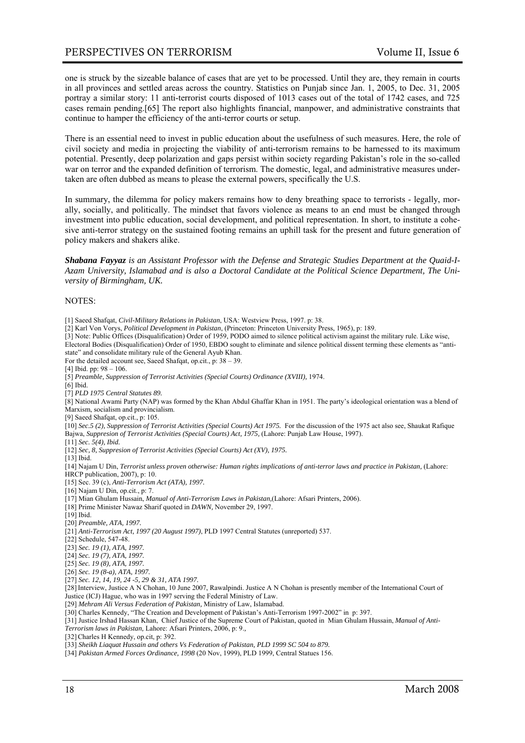one is struck by the sizeable balance of cases that are yet to be processed. Until they are, they remain in courts in all provinces and settled areas across the country. Statistics on Punjab since Jan. 1, 2005, to Dec. 31, 2005 portray a similar story: 11 anti-terrorist courts disposed of 1013 cases out of the total of 1742 cases, and 725 cases remain pending.[65] The report also highlights financial, manpower, and administrative constraints that continue to hamper the efficiency of the anti-terror courts or setup.

There is an essential need to invest in public education about the usefulness of such measures. Here, the role of civil society and media in projecting the viability of anti-terrorism remains to be harnessed to its maximum potential. Presently, deep polarization and gaps persist within society regarding Pakistan's role in the so-called war on terror and the expanded definition of terrorism. The domestic, legal, and administrative measures undertaken are often dubbed as means to please the external powers, specifically the U.S.

In summary, the dilemma for policy makers remains how to deny breathing space to terrorists - legally, morally, socially, and politically. The mindset that favors violence as means to an end must be changed through investment into public education, social development, and political representation. In short, to institute a cohesive anti-terror strategy on the sustained footing remains an uphill task for the present and future generation of policy makers and shakers alike.

***Shabana Fayyaz** is an Assistant Professor with the Defense and Strategic Studies Department at the Quaid-I-Azam University, Islamabad and is also a Doctoral Candidate at the Political Science Department, The University of Birmingham, UK.*

NOTES:

[1] Saeed Shafqat, *Civil-Military Relations in Pakistan*, USA: Westview Press, 1997. p: 38.
[2] Karl Von Vorys, *Political Development in Pakistan*, (Princeton: Princeton University Press, 1965), p: 189.
[3] Note: Public Offices (Disqualification) Order of 1959, PODO aimed to silence political activism against the military rule. Like wise, Electoral Bodies (Disqualification) Order of 1950, EBDO sought to eliminate and silence political dissent terming these elements as "anti-state" and consolidate military rule of the General Ayub Khan.
For the detailed account see, Saeed Shafqat, op.cit., p: 38 – 39.
[4] Ibid. pp: 98 – 106.
[5] *Preamble, Suppression of Terrorist Activities (Special Courts) Ordinance (XVIII),* 1974.
[6] Ibid.
[7] *PLD 1975 Central Statutes 89.*
[8] National Awami Party (NAP) was formed by the Khan Abdul Ghaffar Khan in 1951. The party's ideological orientation was a blend of Marxism, socialism and provincialism.
[9] Saeed Shafqat, op.cit., p: 105.
[10] *Sec.5 (2), Suppression of Terrorist Activities (Special Courts) Act 1975.* For the discussion of the 1975 act also see, Shaukat Rafique Bajwa, *Suppresion of Terrorist Activities (Special Courts) Act, 1975,* (Lahore: Punjab Law House, 1997).
[11] *Sec. 5(4), Ibid.*
[12] *Sec, 8, Suppresion of Terrorist Activities (Special Courts) Act (XV), 1975.*
[13] Ibid.
[14] Najam U Din, *Terrorist unless proven otherwise: Human rights implications of anti-terror laws and practice in Pakistan*, (Lahore: HRCP publication, 2007), p: 10.
[15] Sec. 39 (c), *Anti-Terrorism Act (ATA), 1997.*
[16] Najam U Din, op.cit., p: 7.
[17] Mian Ghulam Hussain, *Manual of Anti-Terrorism Laws in Pakistan*,(Lahore: Afsari Printers, 2006).
[18] Prime Minister Nawaz Sharif quoted in *DAWN,* November 29, 1997.
[19] Ibid.
[20] *Preamble, ATA, 1997.*
[21] *Anti-Terrorism Act, 1997 (20 August 1997)*, PLD 1997 Central Statutes (unreported) 537.
[22] Schedule, 547-48.
[23] *Sec. 19 (1), ATA, 1997.*
[24] *Sec. 19 (7), ATA, 1997.*
[25] *Sec. 19 (8), ATA, 1997.*
[26] *Sec. 19 (8-a), ATA, 1997.*
[27] *Sec. 12, 14, 19, 24 -5, 29 & 31, ATA 1997.*
[28] Interview, Justice A N Chohan, 10 June 2007, Rawalpindi. Justice A N Chohan is presently member of the International Court of Justice (ICJ) Hague, who was in 1997 serving the Federal Ministry of Law.
[29] *Mehram Ali Versus Federation of Pakistan*, Ministry of Law, Islamabad.
[30] Charles Kennedy, "The Creation and Development of Pakistan's Anti-Terrorism 1997-2002" in p: 397.
[31] Justice Irshad Hassan Khan, Chief Justice of the Supreme Court of Pakistan, quoted in Mian Ghulam Hussain, *Manual of Anti-Terrorism laws in Pakistan,* Lahore: Afsari Printers, 2006, p: 9.,
[32] Charles H Kennedy, op.cit, p: 392.
[33] *Sheikh Liaquat Hussain and others Vs Federation of Pakistan, PLD 1999 SC 504 to 879.*
[34] *Pakistan Armed Forces Ordinance, 1998* (20 Nov, 1999), PLD 1999, Central Statues 156.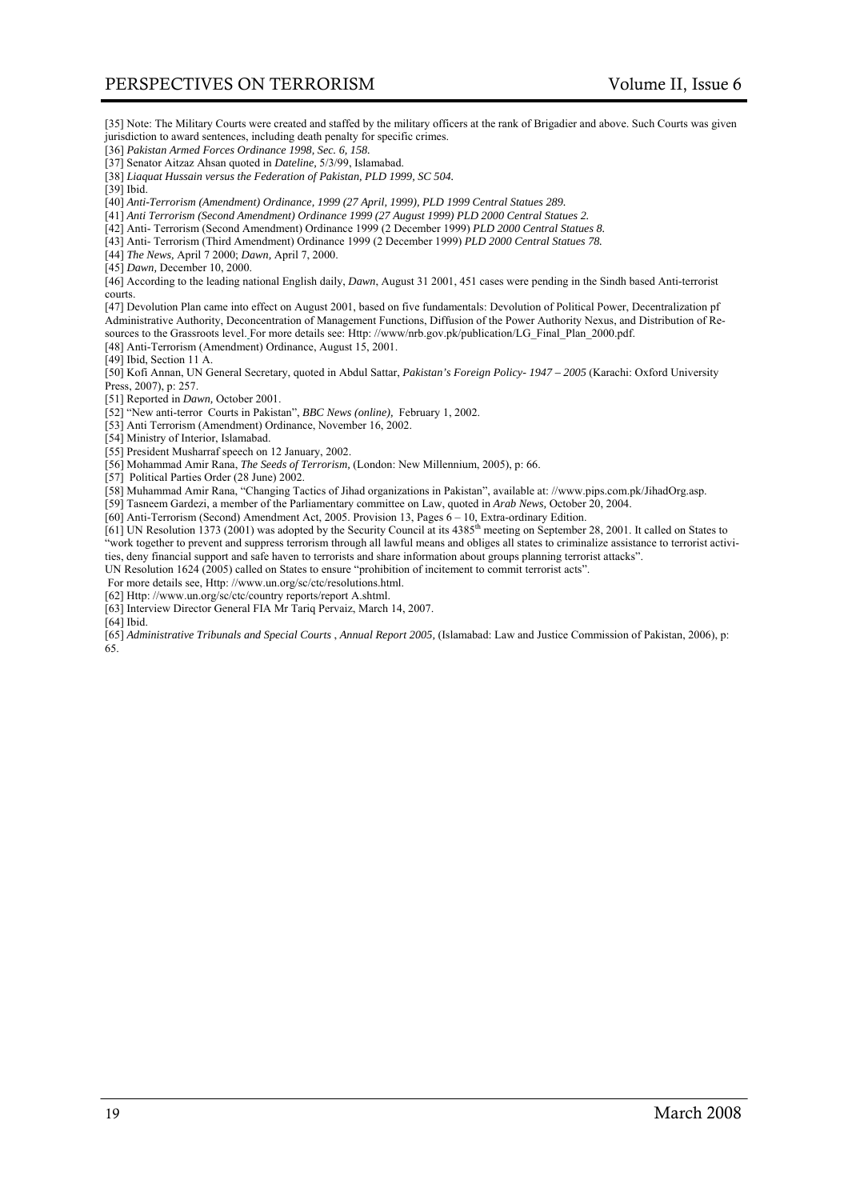[35] Note: The Military Courts were created and staffed by the military officers at the rank of Brigadier and above. Such Courts was given jurisdiction to award sentences, including death penalty for specific crimes.

[36] *Pakistan Armed Forces Ordinance 1998, Sec. 6, 158.*

[37] Senator Aitzaz Ahsan quoted in *Dateline*, 5/3/99, Islamabad.

[38] *Liaquat Hussain versus the Federation of Pakistan, PLD 1999, SC 504.*

[39] Ibid.

[40] *Anti-Terrorism (Amendment) Ordinance, 1999 (27 April, 1999), PLD 1999 Central Statues 289.*

[41] *Anti Terrorism (Second Amendment) Ordinance 1999 (27 August 1999) PLD 2000 Central Statues 2.*

[42] Anti- Terrorism (Second Amendment) Ordinance 1999 (2 December 1999) *PLD 2000 Central Statues 8.*

[43] Anti- Terrorism (Third Amendment) Ordinance 1999 (2 December 1999) *PLD 2000 Central Statues 78.*

[44] *The News*, April 7 2000; *Dawn*, April 7, 2000.

[45] *Dawn*, December 10, 2000.

[46] According to the leading national English daily, *Dawn*, August 31 2001, 451 cases were pending in the Sindh based Anti-terrorist courts.

[47] Devolution Plan came into effect on August 2001, based on five fundamentals: Devolution of Political Power, Decentralization pf Administrative Authority, Deconcentration of Management Functions, Diffusion of the Power Authority Nexus, and Distribution of Resources to the Grassroots level. For more details see: Http: //www/nrb.gov.pk/publication/LG_Final_Plan_2000.pdf.

[48] Anti-Terrorism (Amendment) Ordinance, August 15, 2001.

[49] Ibid, Section 11 A.

[50] Kofi Annan, UN General Secretary, quoted in Abdul Sattar, *Pakistan's Foreign Policy- 1947 – 2005* (Karachi: Oxford University Press, 2007), p: 257.

[51] Reported in *Dawn*, October 2001.

[52] "New anti-terror Courts in Pakistan", *BBC News (online)*, February 1, 2002.

[53] Anti Terrorism (Amendment) Ordinance, November 16, 2002.

[54] Ministry of Interior, Islamabad.

[55] President Musharraf speech on 12 January, 2002.

[56] Mohammad Amir Rana, *The Seeds of Terrorism*, (London: New Millennium, 2005), p: 66.

[57] Political Parties Order (28 June) 2002.

[58] Muhammad Amir Rana, "Changing Tactics of Jihad organizations in Pakistan", available at: //www.pips.com.pk/JihadOrg.asp.

[59] Tasneem Gardezi, a member of the Parliamentary committee on Law, quoted in *Arab News*, October 20, 2004.

[60] Anti-Terrorism (Second) Amendment Act, 2005. Provision 13, Pages 6 – 10, Extra-ordinary Edition.

[61] UN Resolution 1373 (2001) was adopted by the Security Council at its 4385th meeting on September 28, 2001. It called on States to "work together to prevent and suppress terrorism through all lawful means and obliges all states to criminalize assistance to terrorist activities, deny financial support and safe haven to terrorists and share information about groups planning terrorist attacks".
UN Resolution 1624 (2005) called on States to ensure "prohibition of incitement to commit terrorist acts".
For more details see, Http: //www.un.org/sc/ctc/resolutions.html.

[62] Http: //www.un.org/sc/ctc/country reports/report A.shtml.

[63] Interview Director General FIA Mr Tariq Pervaiz, March 14, 2007.

[64] Ibid.

[65] *Administrative Tribunals and Special Courts , Annual Report 2005*, (Islamabad: Law and Justice Commission of Pakistan, 2006), p: 65.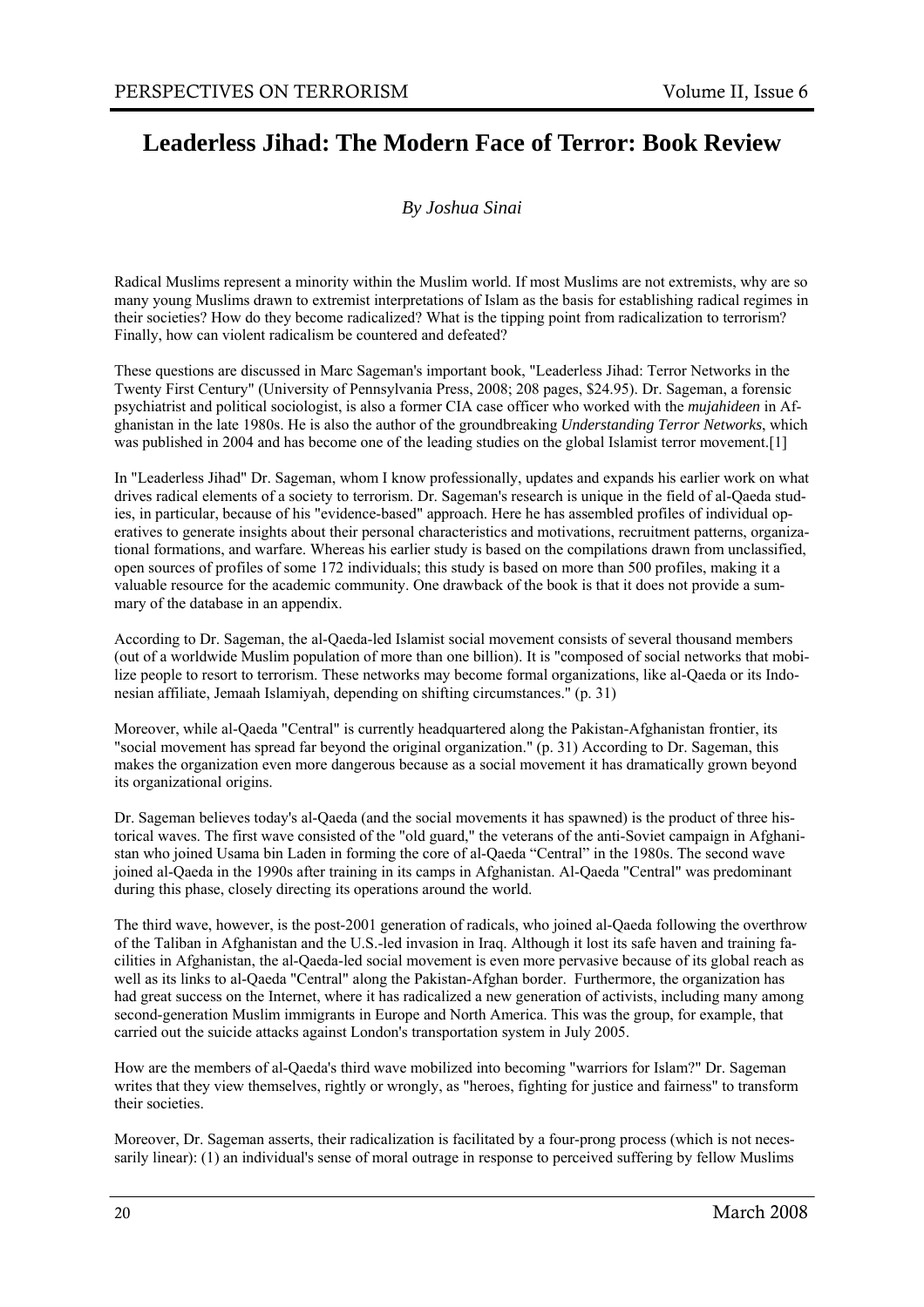# Leaderless Jihad: The Modern Face of Terror: Book Review

*By Joshua Sinai*

Radical Muslims represent a minority within the Muslim world. If most Muslims are not extremists, why are so many young Muslims drawn to extremist interpretations of Islam as the basis for establishing radical regimes in their societies? How do they become radicalized? What is the tipping point from radicalization to terrorism? Finally, how can violent radicalism be countered and defeated?

These questions are discussed in Marc Sageman's important book, "Leaderless Jihad: Terror Networks in the Twenty First Century" (University of Pennsylvania Press, 2008; 208 pages, $24.95). Dr. Sageman, a forensic psychiatrist and political sociologist, is also a former CIA case officer who worked with the *mujahideen* in Afghanistan in the late 1980s. He is also the author of the groundbreaking *Understanding Terror Networks*, which was published in 2004 and has become one of the leading studies on the global Islamist terror movement.[1]

In "Leaderless Jihad" Dr. Sageman, whom I know professionally, updates and expands his earlier work on what drives radical elements of a society to terrorism. Dr. Sageman's research is unique in the field of al-Qaeda studies, in particular, because of his "evidence-based" approach. Here he has assembled profiles of individual operatives to generate insights about their personal characteristics and motivations, recruitment patterns, organizational formations, and warfare. Whereas his earlier study is based on the compilations drawn from unclassified, open sources of profiles of some 172 individuals; this study is based on more than 500 profiles, making it a valuable resource for the academic community. One drawback of the book is that it does not provide a summary of the database in an appendix.

According to Dr. Sageman, the al-Qaeda-led Islamist social movement consists of several thousand members (out of a worldwide Muslim population of more than one billion). It is "composed of social networks that mobilize people to resort to terrorism. These networks may become formal organizations, like al-Qaeda or its Indonesian affiliate, Jemaah Islamiyah, depending on shifting circumstances." (p. 31)

Moreover, while al-Qaeda "Central" is currently headquartered along the Pakistan-Afghanistan frontier, its "social movement has spread far beyond the original organization." (p. 31) According to Dr. Sageman, this makes the organization even more dangerous because as a social movement it has dramatically grown beyond its organizational origins.

Dr. Sageman believes today's al-Qaeda (and the social movements it has spawned) is the product of three historical waves. The first wave consisted of the "old guard," the veterans of the anti-Soviet campaign in Afghanistan who joined Usama bin Laden in forming the core of al-Qaeda "Central" in the 1980s. The second wave joined al-Qaeda in the 1990s after training in its camps in Afghanistan. Al-Qaeda "Central" was predominant during this phase, closely directing its operations around the world.

The third wave, however, is the post-2001 generation of radicals, who joined al-Qaeda following the overthrow of the Taliban in Afghanistan and the U.S.-led invasion in Iraq. Although it lost its safe haven and training facilities in Afghanistan, the al-Qaeda-led social movement is even more pervasive because of its global reach as well as its links to al-Qaeda "Central" along the Pakistan-Afghan border. Furthermore, the organization has had great success on the Internet, where it has radicalized a new generation of activists, including many among second-generation Muslim immigrants in Europe and North America. This was the group, for example, that carried out the suicide attacks against London's transportation system in July 2005.

How are the members of al-Qaeda's third wave mobilized into becoming "warriors for Islam?" Dr. Sageman writes that they view themselves, rightly or wrongly, as "heroes, fighting for justice and fairness" to transform their societies.

Moreover, Dr. Sageman asserts, their radicalization is facilitated by a four-prong process (which is not necessarily linear): (1) an individual's sense of moral outrage in response to perceived suffering by fellow Muslims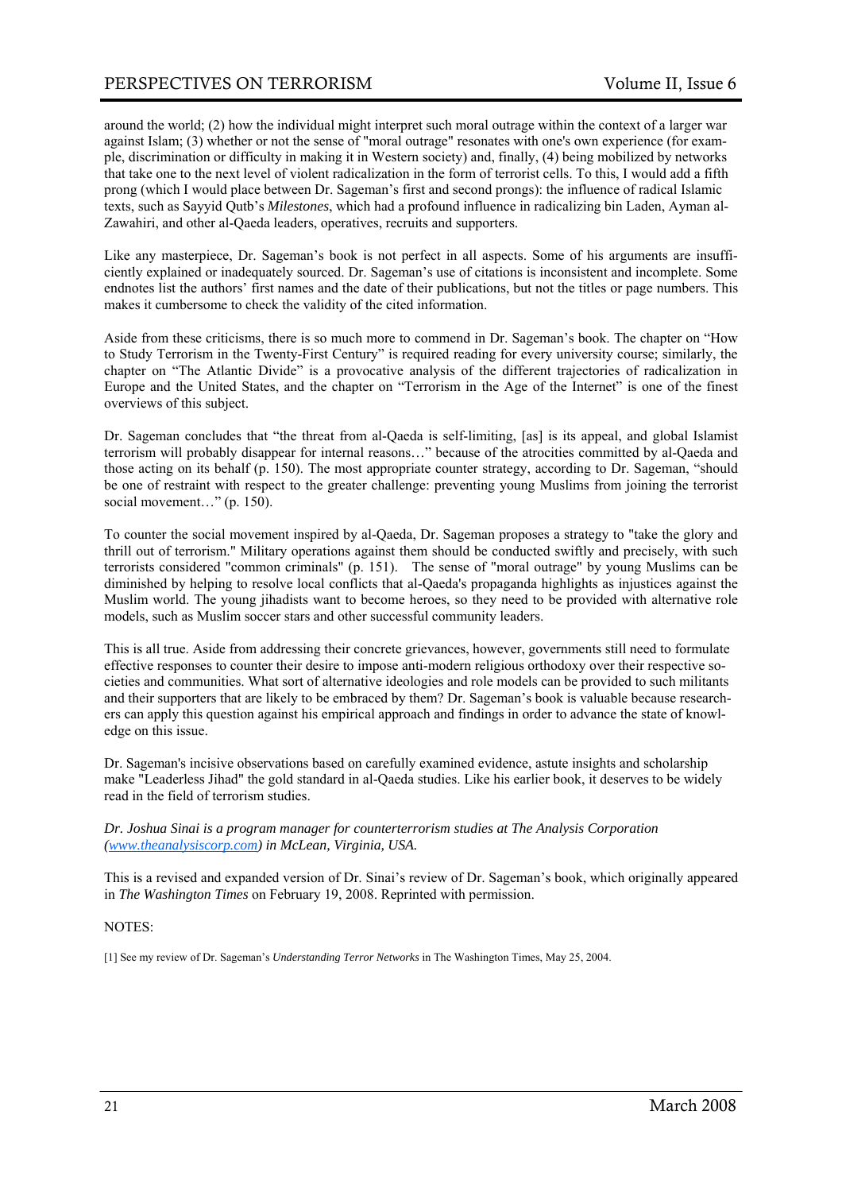around the world; (2) how the individual might interpret such moral outrage within the context of a larger war against Islam; (3) whether or not the sense of "moral outrage" resonates with one's own experience (for example, discrimination or difficulty in making it in Western society) and, finally, (4) being mobilized by networks that take one to the next level of violent radicalization in the form of terrorist cells. To this, I would add a fifth prong (which I would place between Dr. Sageman's first and second prongs): the influence of radical Islamic texts, such as Sayyid Qutb's *Milestones*, which had a profound influence in radicalizing bin Laden, Ayman al-Zawahiri, and other al-Qaeda leaders, operatives, recruits and supporters.

Like any masterpiece, Dr. Sageman's book is not perfect in all aspects. Some of his arguments are insufficiently explained or inadequately sourced. Dr. Sageman's use of citations is inconsistent and incomplete. Some endnotes list the authors' first names and the date of their publications, but not the titles or page numbers. This makes it cumbersome to check the validity of the cited information.

Aside from these criticisms, there is so much more to commend in Dr. Sageman's book. The chapter on "How to Study Terrorism in the Twenty-First Century" is required reading for every university course; similarly, the chapter on "The Atlantic Divide" is a provocative analysis of the different trajectories of radicalization in Europe and the United States, and the chapter on "Terrorism in the Age of the Internet" is one of the finest overviews of this subject.

Dr. Sageman concludes that "the threat from al-Qaeda is self-limiting, [as] is its appeal, and global Islamist terrorism will probably disappear for internal reasons…" because of the atrocities committed by al-Qaeda and those acting on its behalf (p. 150). The most appropriate counter strategy, according to Dr. Sageman, "should be one of restraint with respect to the greater challenge: preventing young Muslims from joining the terrorist social movement…" (p. 150).

To counter the social movement inspired by al-Qaeda, Dr. Sageman proposes a strategy to "take the glory and thrill out of terrorism." Military operations against them should be conducted swiftly and precisely, with such terrorists considered "common criminals" (p. 151). The sense of "moral outrage" by young Muslims can be diminished by helping to resolve local conflicts that al-Qaeda's propaganda highlights as injustices against the Muslim world. The young jihadists want to become heroes, so they need to be provided with alternative role models, such as Muslim soccer stars and other successful community leaders.

This is all true. Aside from addressing their concrete grievances, however, governments still need to formulate effective responses to counter their desire to impose anti-modern religious orthodoxy over their respective societies and communities. What sort of alternative ideologies and role models can be provided to such militants and their supporters that are likely to be embraced by them? Dr. Sageman's book is valuable because researchers can apply this question against his empirical approach and findings in order to advance the state of knowledge on this issue.

Dr. Sageman's incisive observations based on carefully examined evidence, astute insights and scholarship make "Leaderless Jihad" the gold standard in al-Qaeda studies. Like his earlier book, it deserves to be widely read in the field of terrorism studies.

*Dr. Joshua Sinai is a program manager for counterterrorism studies at The Analysis Corporation (www.theanalysiscorp.com) in McLean, Virginia, USA.*

This is a revised and expanded version of Dr. Sinai's review of Dr. Sageman's book, which originally appeared in *The Washington Times* on February 19, 2008. Reprinted with permission.

NOTES:

[1] See my review of Dr. Sageman's *Understanding Terror Networks* in The Washington Times, May 25, 2004.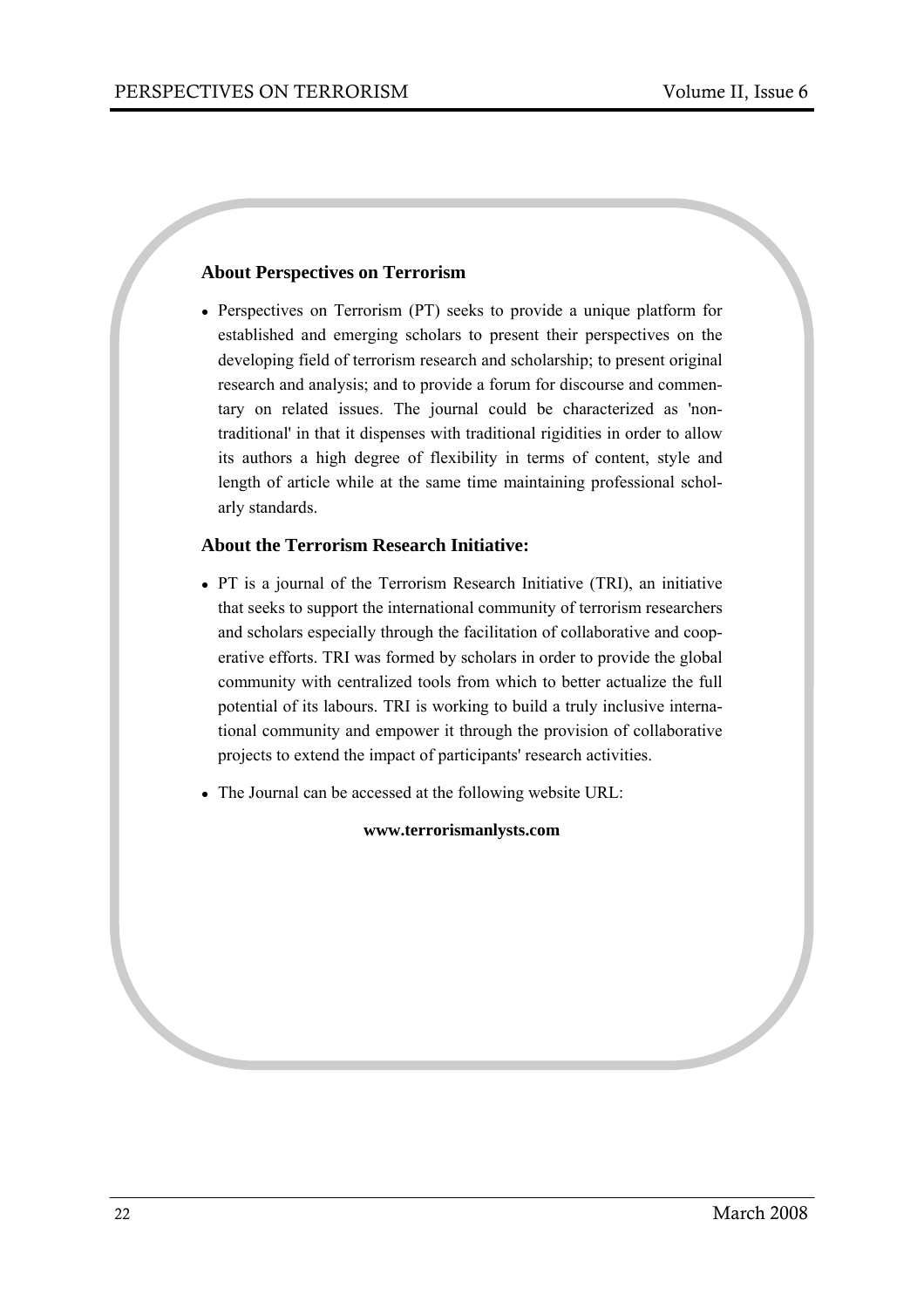### About Perspectives on Terrorism

- Perspectives on Terrorism (PT) seeks to provide a unique platform for established and emerging scholars to present their perspectives on the developing field of terrorism research and scholarship; to present original research and analysis; and to provide a forum for discourse and commentary on related issues. The journal could be characterized as 'non-traditional' in that it dispenses with traditional rigidities in order to allow its authors a high degree of flexibility in terms of content, style and length of article while at the same time maintaining professional scholarly standards.

### About the Terrorism Research Initiative:

- PT is a journal of the Terrorism Research Initiative (TRI), an initiative that seeks to support the international community of terrorism researchers and scholars especially through the facilitation of collaborative and cooperative efforts. TRI was formed by scholars in order to provide the global community with centralized tools from which to better actualize the full potential of its labours. TRI is working to build a truly inclusive international community and empower it through the provision of collaborative projects to extend the impact of participants' research activities.
- The Journal can be accessed at the following website URL:

**www.terrorismanlysts.com**